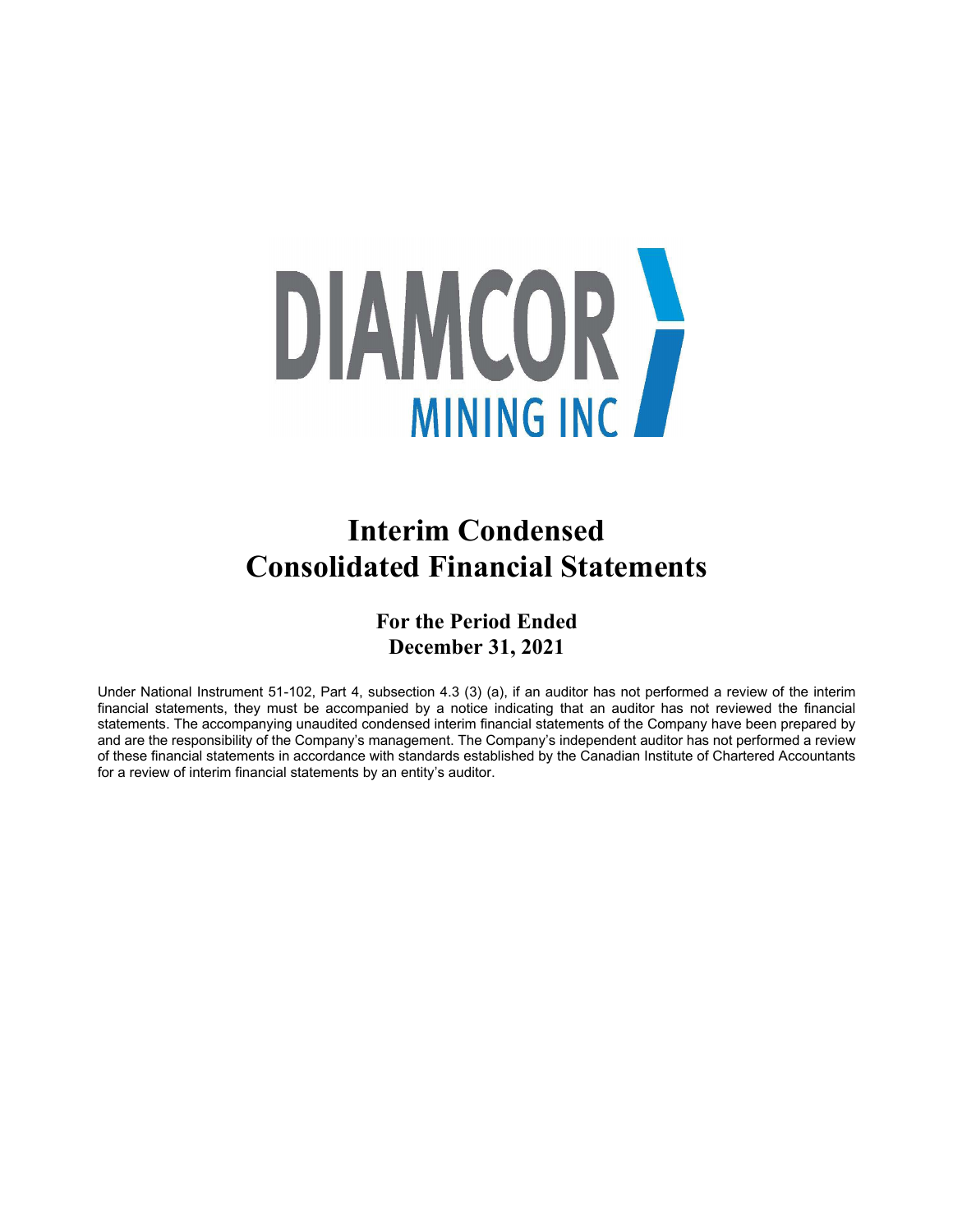DIAMCOR MINING INC

# Interim Condensed Consolidated Financial Statements

## For the Period Ended December 31, 2021

Under National Instrument 51-102, Part 4, subsection 4.3 (3) (a), if an auditor has not performed a review of the interim financial statements, they must be accompanied by a notice indicating that an auditor has not reviewed the financial statements. The accompanying unaudited condensed interim financial statements of the Company have been prepared by and are the responsibility of the Company's management. The Company's independent auditor has not performed a review of these financial statements in accordance with standards established by the Canadian Institute of Chartered Accountants for a review of interim financial statements by an entity's auditor.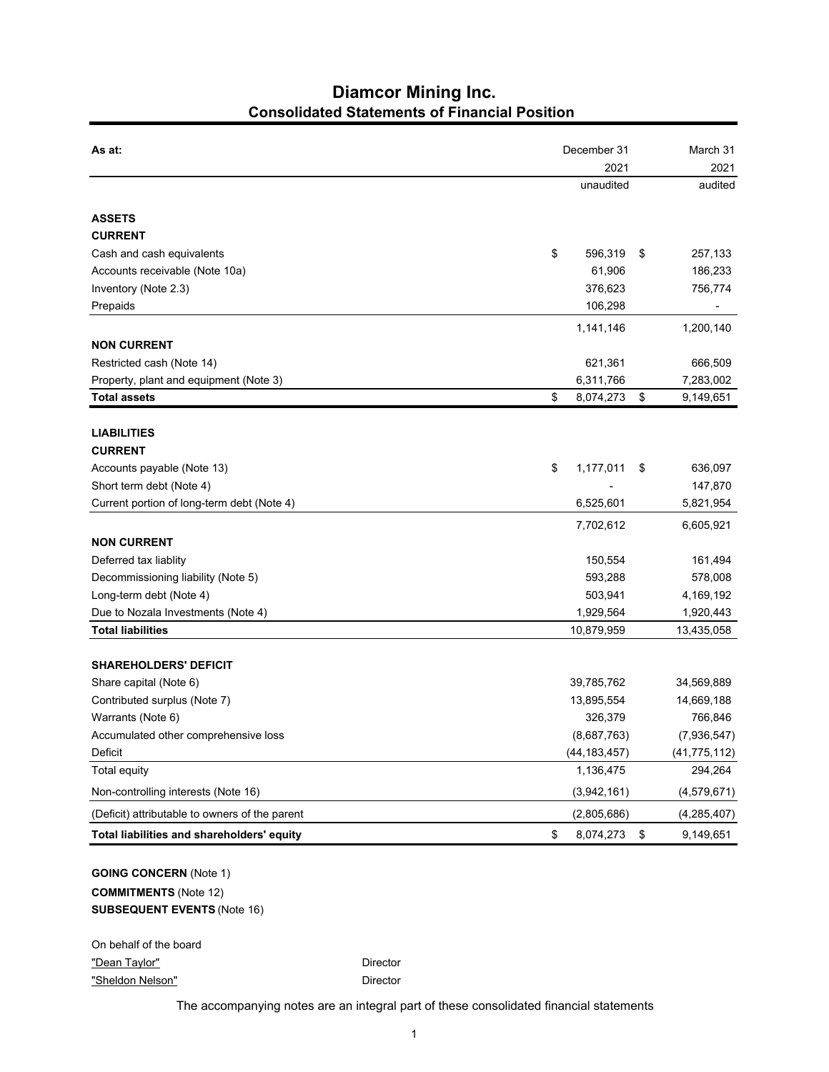# Diamcor Mining Inc.

## Consolidated Statements of Financial Position

| As at: | | December 31 2021 unaudited | | March 31 2021 audited |
|---|---|---|---|---|
| **ASSETS** | | | | |
| **CURRENT** | | | | |
| Cash and cash equivalents | $ | 596,319 | $ | 257,133 |
| Accounts receivable (Note 10a) | | 61,906 | | 186,233 |
| Inventory (Note 2.3) | | 376,623 | | 756,774 |
| Prepaids | | 106,298 | | - |
| | | 1,141,146 | | 1,200,140 |
| **NON CURRENT** | | | | |
| Restricted cash (Note 14) | | 621,361 | | 666,509 |
| Property, plant and equipment (Note 3) | | 6,311,766 | | 7,283,002 |
| **Total assets** | $ | 8,074,273 | $ | 9,149,651 |
| **LIABILITIES** | | | | |
| **CURRENT** | | | | |
| Accounts payable (Note 13) | $ | 1,177,011 | $ | 636,097 |
| Short term debt (Note 4) | | - | | 147,870 |
| Current portion of long-term debt (Note 4) | | 6,525,601 | | 5,821,954 |
| | | 7,702,612 | | 6,605,921 |
| **NON CURRENT** | | | | |
| Deferred tax liablity | | 150,554 | | 161,494 |
| Decommissioning liability (Note 5) | | 593,288 | | 578,008 |
| Long-term debt (Note 4) | | 503,941 | | 4,169,192 |
| Due to Nozala Investments (Note 4) | | 1,929,564 | | 1,920,443 |
| **Total liabilities** | | 10,879,959 | | 13,435,058 |
| **SHAREHOLDERS' DEFICIT** | | | | |
| Share capital (Note 6) | | 39,785,762 | | 34,569,889 |
| Contributed surplus (Note 7) | | 13,895,554 | | 14,669,188 |
| Warrants (Note 6) | | 326,379 | | 766,846 |
| Accumulated other comprehensive loss | | (8,687,763) | | (7,936,547) |
| Deficit | | (44,183,457) | | (41,775,112) |
| Total equity | | 1,136,475 | | 294,264 |
| Non-controlling interests (Note 16) | | (3,942,161) | | (4,579,671) |
| (Deficit) attributable to owners of the parent | | (2,805,686) | | (4,285,407) |
| **Total liabilities and shareholders' equity** | $ | 8,074,273 | $ | 9,149,651 |

**GOING CONCERN** (Note 1)
**COMMITMENTS** (Note 12)
**SUBSEQUENT EVENTS** (Note 16)

On behalf of the board

"Dean Taylor" Director

"Sheldon Nelson" Director

The accompanying notes are an integral part of these consolidated financial statements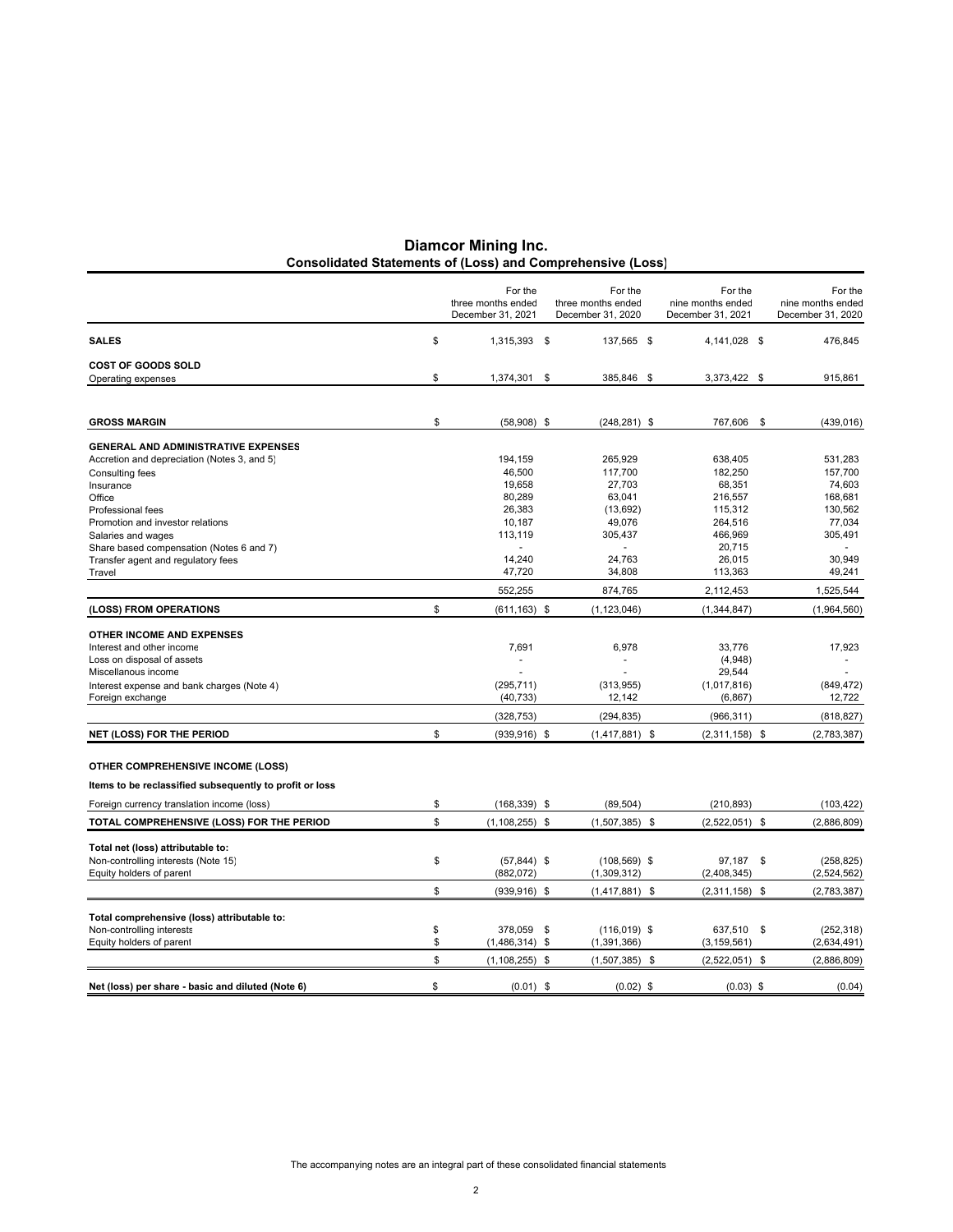# Diamcor Mining Inc.

## Consolidated Statements of (Loss) and Comprehensive (Loss)

| | For the three months ended December 31, 2021 | For the three months ended December 31, 2020 | For the nine months ended December 31, 2021 | For the nine months ended December 31, 2020 |
|---|---|---|---|---|
| **SALES** | $ 1,315,393 | $ 137,565 | $ 4,141,028 | $ 476,845 |
| **COST OF GOODS SOLD** | | | | |
| Operating expenses | $ 1,374,301 | $ 385,846 | $ 3,373,422 | $ 915,861 |
| **GROSS MARGIN** | $ (58,908) | $ (248,281) | $ 767,606 | $ (439,016) |
| **GENERAL AND ADMINISTRATIVE EXPENSES** | | | | |
| Accretion and depreciation (Notes 3, and 5) | 194,159 | 265,929 | 638,405 | 531,283 |
| Consulting fees | 46,500 | 117,700 | 182,250 | 157,700 |
| Insurance | 19,658 | 27,703 | 68,351 | 74,603 |
| Office | 80,289 | 63,041 | 216,557 | 168,681 |
| Professional fees | 26,383 | (13,692) | 115,312 | 130,562 |
| Promotion and investor relations | 10,187 | 49,076 | 264,516 | 77,034 |
| Salaries and wages | 113,119 | 305,437 | 466,969 | 305,491 |
| Share based compensation (Notes 6 and 7) | - | - | 20,715 | - |
| Transfer agent and regulatory fees | 14,240 | 24,763 | 26,015 | 30,949 |
| Travel | 47,720 | 34,808 | 113,363 | 49,241 |
| | 552,255 | 874,765 | 2,112,453 | 1,525,544 |
| **(LOSS) FROM OPERATIONS** | $ (611,163) | $ (1,123,046) | (1,344,847) | (1,964,560) |
| **OTHER INCOME AND EXPENSES** | | | | |
| Interest and other income | 7,691 | 6,978 | 33,776 | 17,923 |
| Loss on disposal of assets | - | - | (4,948) | - |
| Miscellanous income | - | - | 29,544 | - |
| Interest expense and bank charges (Note 4) | (295,711) | (313,955) | (1,017,816) | (849,472) |
| Foreign exchange | (40,733) | 12,142 | (6,867) | 12,722 |
| | (328,753) | (294,835) | (966,311) | (818,827) |
| **NET (LOSS) FOR THE PERIOD** | $ (939,916) | $ (1,417,881) | $ (2,311,158) | $ (2,783,387) |
| **OTHER COMPREHENSIVE INCOME (LOSS)** | | | | |
| **Items to be reclassified subsequently to profit or loss** | | | | |
| Foreign currency translation income (loss) | $ (168,339) | $ (89,504) | (210,893) | (103,422) |
| **TOTAL COMPREHENSIVE (LOSS) FOR THE PERIOD** | $ (1,108,255) | $ (1,507,385) | $ (2,522,051) | $ (2,886,809) |
| **Total net (loss) attributable to:** | | | | |
| Non-controlling interests (Note 15) | $ (57,844) | $ (108,569) | $ 97,187 | $ (258,825) |
| Equity holders of parent | (882,072) | (1,309,312) | (2,408,345) | (2,524,562) |
| | $ (939,916) | $ (1,417,881) | $ (2,311,158) | $ (2,783,387) |
| **Total comprehensive (loss) attributable to:** | | | | |
| Non-controlling interests | $ 378,059 | $ (116,019) | $ 637,510 | $ (252,318) |
| Equity holders of parent | $ (1,486,314) | $ (1,391,366) | (3,159,561) | (2,634,491) |
| | $ (1,108,255) | $ (1,507,385) | $ (2,522,051) | $ (2,886,809) |
| **Net (loss) per share - basic and diluted (Note 6)** | $ (0.01) | $ (0.02) | $ (0.03) | $ (0.04) |

The accompanying notes are an integral part of these consolidated financial statements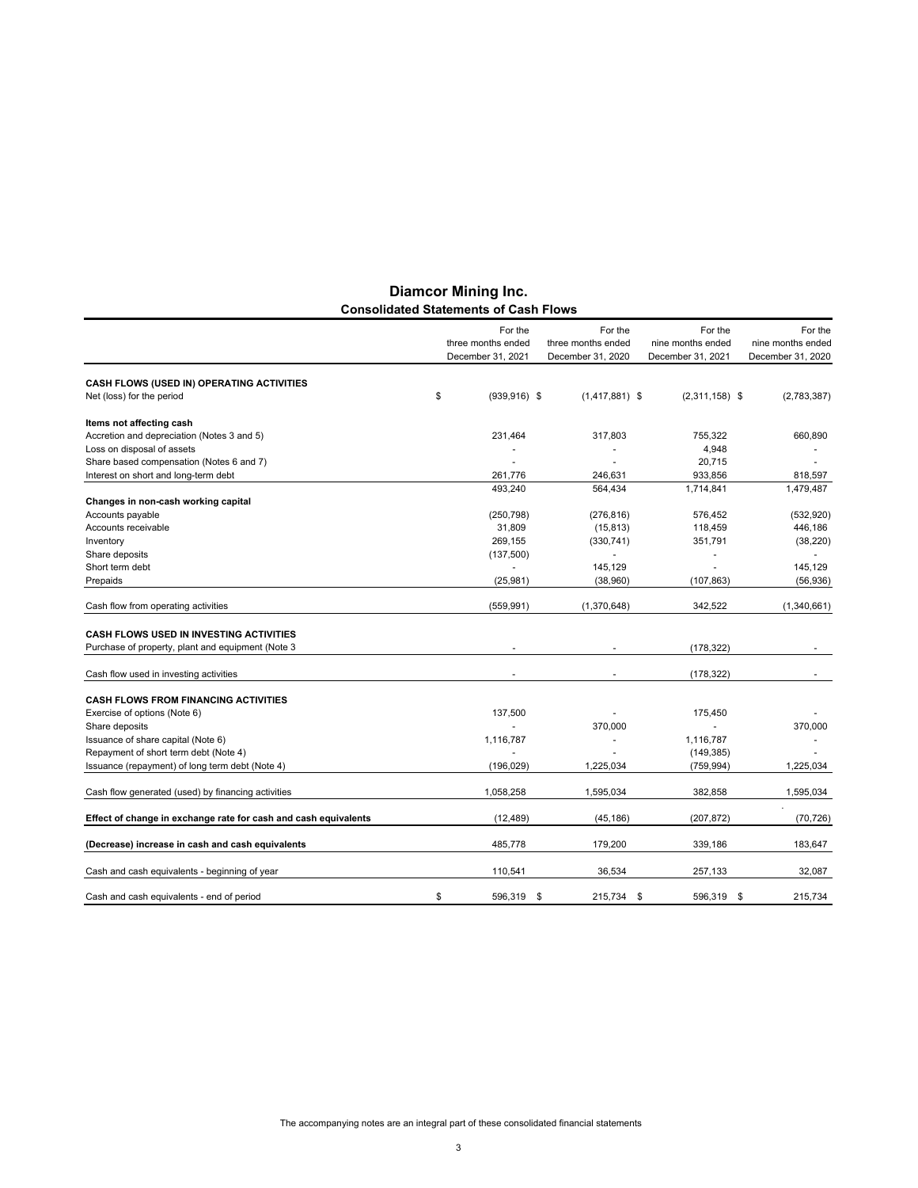# Diamcor Mining Inc.

## Consolidated Statements of Cash Flows

| | For the three months ended December 31, 2021 | For the three months ended December 31, 2020 | For the nine months ended December 31, 2021 | For the nine months ended December 31, 2020 |
|---|---|---|---|---|
| **CASH FLOWS (USED IN) OPERATING ACTIVITIES** | | | | |
| Net (loss) for the period | $ (939,916) | $ (1,417,881) | $ (2,311,158) | $ (2,783,387) |
| **Items not affecting cash** | | | | |
| Accretion and depreciation (Notes 3 and 5) | 231,464 | 317,803 | 755,322 | 660,890 |
| Loss on disposal of assets | - | - | 4,948 | - |
| Share based compensation (Notes 6 and 7) | - | - | 20,715 | - |
| Interest on short and long-term debt | 261,776 | 246,631 | 933,856 | 818,597 |
| | 493,240 | 564,434 | 1,714,841 | 1,479,487 |
| **Changes in non-cash working capital** | | | | |
| Accounts payable | (250,798) | (276,816) | 576,452 | (532,920) |
| Accounts receivable | 31,809 | (15,813) | 118,459 | 446,186 |
| Inventory | 269,155 | (330,741) | 351,791 | (38,220) |
| Share deposits | (137,500) | - | - | - |
| Short term debt | - | 145,129 | - | 145,129 |
| Prepaids | (25,981) | (38,960) | (107,863) | (56,936) |
| Cash flow from operating activities | (559,991) | (1,370,648) | 342,522 | (1,340,661) |
| **CASH FLOWS USED IN INVESTING ACTIVITIES** | | | | |
| Purchase of property, plant and equipment (Note 3 | - | - | (178,322) | - |
| Cash flow used in investing activities | - | - | (178,322) | - |
| **CASH FLOWS FROM FINANCING ACTIVITIES** | | | | |
| Exercise of options (Note 6) | 137,500 | - | 175,450 | - |
| Share deposits | - | 370,000 | - | 370,000 |
| Issuance of share capital (Note 6) | 1,116,787 | - | 1,116,787 | - |
| Repayment of short term debt (Note 4) | - | - | (149,385) | - |
| Issuance (repayment) of long term debt (Note 4) | (196,029) | 1,225,034 | (759,994) | 1,225,034 |
| Cash flow generated (used) by financing activities | 1,058,258 | 1,595,034 | 382,858 | 1,595,034 |
| **Effect of change in exchange rate for cash and cash equivalents** | (12,489) | (45,186) | (207,872) | (70,726) |
| **(Decrease) increase in cash and cash equivalents** | 485,778 | 179,200 | 339,186 | 183,647 |
| Cash and cash equivalents - beginning of year | 110,541 | 36,534 | 257,133 | 32,087 |
| Cash and cash equivalents - end of period | $ 596,319 | $ 215,734 | $ 596,319 | $ 215,734 |

The accompanying notes are an integral part of these consolidated financial statements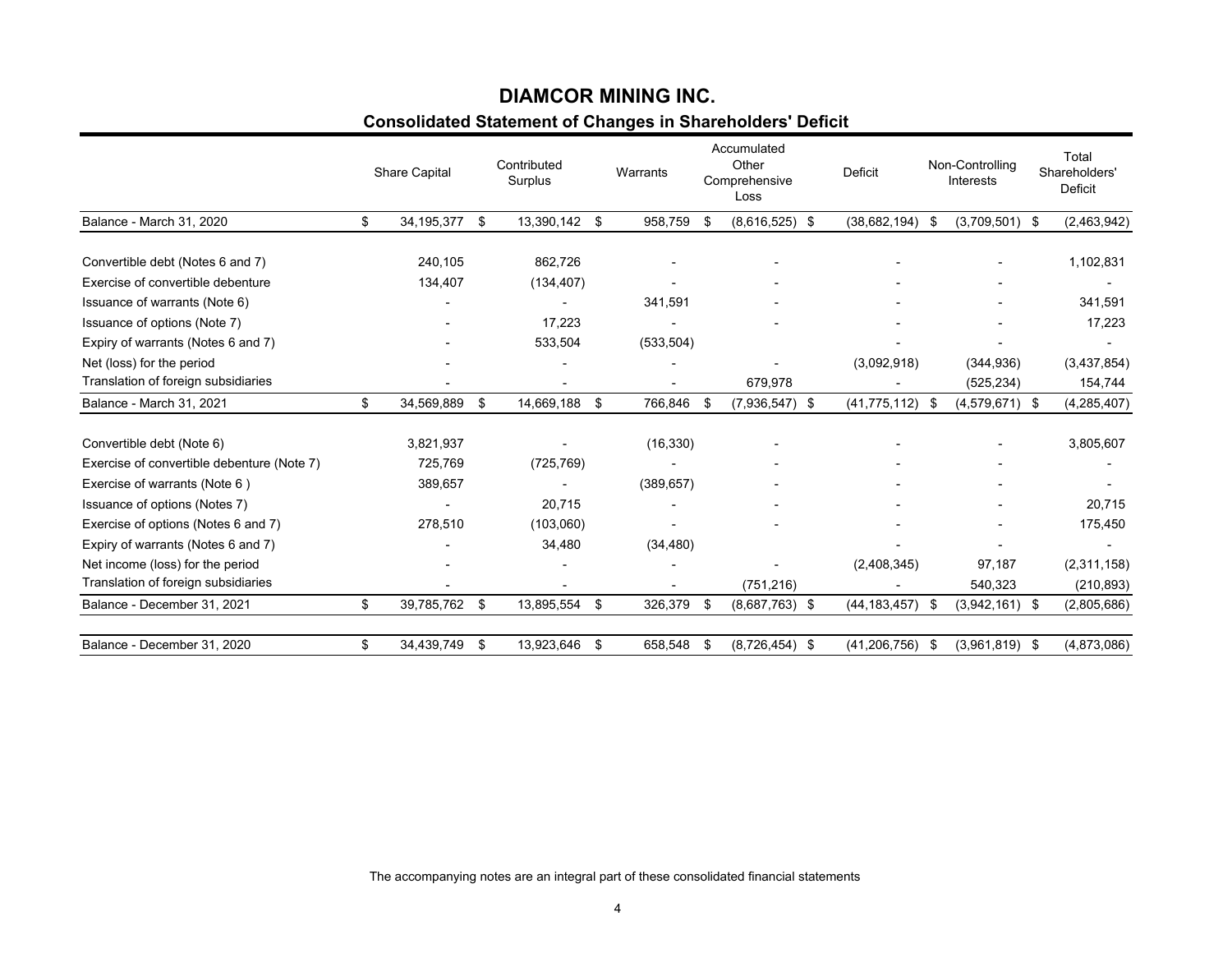# DIAMCOR MINING INC.

## Consolidated Statement of Changes in Shareholders' Deficit

| | Share Capital | Contributed Surplus | Warrants | Accumulated Other Comprehensive Loss | Deficit | Non-Controlling Interests | Total Shareholders' Deficit |
|---|---|---|---|---|---|---|---|
| Balance - March 31, 2020 | $ 34,195,377 | $ 13,390,142 | $ 958,759 | $ (8,616,525) | $ (38,682,194) | $ (3,709,501) | $ (2,463,942) |
| Convertible debt (Notes 6 and 7) | 240,105 | 862,726 | - | - | - | - | 1,102,831 |
| Exercise of convertible debenture | 134,407 | (134,407) | - | - | - | - | - |
| Issuance of warrants (Note 6) | - | - | 341,591 | - | - | - | 341,591 |
| Issuance of options (Note 7) | - | 17,223 | - | - | - | - | 17,223 |
| Expiry of warrants (Notes 6 and 7) | - | 533,504 | (533,504) | | - | - | - |
| Net (loss) for the period | - | - | - | - | (3,092,918) | (344,936) | (3,437,854) |
| Translation of foreign subsidiaries | - | - | - | 679,978 | - | (525,234) | 154,744 |
| Balance - March 31, 2021 | $ 34,569,889 | $ 14,669,188 | $ 766,846 | $ (7,936,547) | $ (41,775,112) | $ (4,579,671) | $ (4,285,407) |
| Convertible debt (Note 6) | 3,821,937 | - | (16,330) | - | - | - | 3,805,607 |
| Exercise of convertible debenture (Note 7) | 725,769 | (725,769) | - | - | - | - | - |
| Exercise of warrants (Note 6 ) | 389,657 | - | (389,657) | - | - | - | - |
| Issuance of options (Notes 7) | - | 20,715 | - | - | - | - | 20,715 |
| Exercise of options (Notes 6 and 7) | 278,510 | (103,060) | - | - | - | - | 175,450 |
| Expiry of warrants (Notes 6 and 7) | - | 34,480 | (34,480) | | - | - | - |
| Net income (loss) for the period | - | - | - | - | (2,408,345) | 97,187 | (2,311,158) |
| Translation of foreign subsidiaries | - | - | - | (751,216) | - | 540,323 | (210,893) |
| Balance - December 31, 2021 | $ 39,785,762 | $ 13,895,554 | $ 326,379 | $ (8,687,763) | $ (44,183,457) | $ (3,942,161) | $ (2,805,686) |
| Balance - December 31, 2020 | $ 34,439,749 | $ 13,923,646 | $ 658,548 | $ (8,726,454) | $ (41,206,756) | $ (3,961,819) | $ (4,873,086) |

The accompanying notes are an integral part of these consolidated financial statements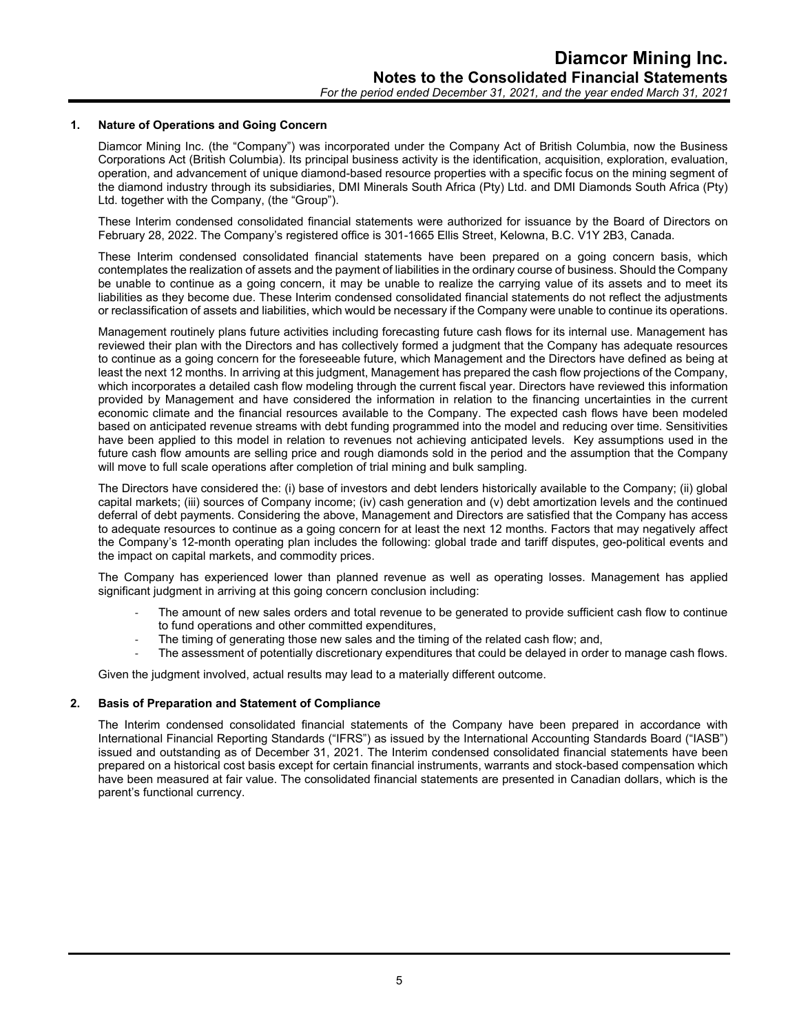## 1. Nature of Operations and Going Concern

Diamcor Mining Inc. (the "Company") was incorporated under the Company Act of British Columbia, now the Business Corporations Act (British Columbia). Its principal business activity is the identification, acquisition, exploration, evaluation, operation, and advancement of unique diamond-based resource properties with a specific focus on the mining segment of the diamond industry through its subsidiaries, DMI Minerals South Africa (Pty) Ltd. and DMI Diamonds South Africa (Pty) Ltd. together with the Company, (the "Group").

These Interim condensed consolidated financial statements were authorized for issuance by the Board of Directors on February 28, 2022. The Company's registered office is 301-1665 Ellis Street, Kelowna, B.C. V1Y 2B3, Canada.

These Interim condensed consolidated financial statements have been prepared on a going concern basis, which contemplates the realization of assets and the payment of liabilities in the ordinary course of business. Should the Company be unable to continue as a going concern, it may be unable to realize the carrying value of its assets and to meet its liabilities as they become due. These Interim condensed consolidated financial statements do not reflect the adjustments or reclassification of assets and liabilities, which would be necessary if the Company were unable to continue its operations.

Management routinely plans future activities including forecasting future cash flows for its internal use. Management has reviewed their plan with the Directors and has collectively formed a judgment that the Company has adequate resources to continue as a going concern for the foreseeable future, which Management and the Directors have defined as being at least the next 12 months. In arriving at this judgment, Management has prepared the cash flow projections of the Company, which incorporates a detailed cash flow modeling through the current fiscal year. Directors have reviewed this information provided by Management and have considered the information in relation to the financing uncertainties in the current economic climate and the financial resources available to the Company. The expected cash flows have been modeled based on anticipated revenue streams with debt funding programmed into the model and reducing over time. Sensitivities have been applied to this model in relation to revenues not achieving anticipated levels. Key assumptions used in the future cash flow amounts are selling price and rough diamonds sold in the period and the assumption that the Company will move to full scale operations after completion of trial mining and bulk sampling.

The Directors have considered the: (i) base of investors and debt lenders historically available to the Company; (ii) global capital markets; (iii) sources of Company income; (iv) cash generation and (v) debt amortization levels and the continued deferral of debt payments. Considering the above, Management and Directors are satisfied that the Company has access to adequate resources to continue as a going concern for at least the next 12 months. Factors that may negatively affect the Company's 12-month operating plan includes the following: global trade and tariff disputes, geo-political events and the impact on capital markets, and commodity prices.

The Company has experienced lower than planned revenue as well as operating losses. Management has applied significant judgment in arriving at this going concern conclusion including:

- The amount of new sales orders and total revenue to be generated to provide sufficient cash flow to continue to fund operations and other committed expenditures,
- The timing of generating those new sales and the timing of the related cash flow; and,
- The assessment of potentially discretionary expenditures that could be delayed in order to manage cash flows.

Given the judgment involved, actual results may lead to a materially different outcome.

## 2. Basis of Preparation and Statement of Compliance

The Interim condensed consolidated financial statements of the Company have been prepared in accordance with International Financial Reporting Standards ("IFRS") as issued by the International Accounting Standards Board ("IASB") issued and outstanding as of December 31, 2021. The Interim condensed consolidated financial statements have been prepared on a historical cost basis except for certain financial instruments, warrants and stock-based compensation which have been measured at fair value. The consolidated financial statements are presented in Canadian dollars, which is the parent's functional currency.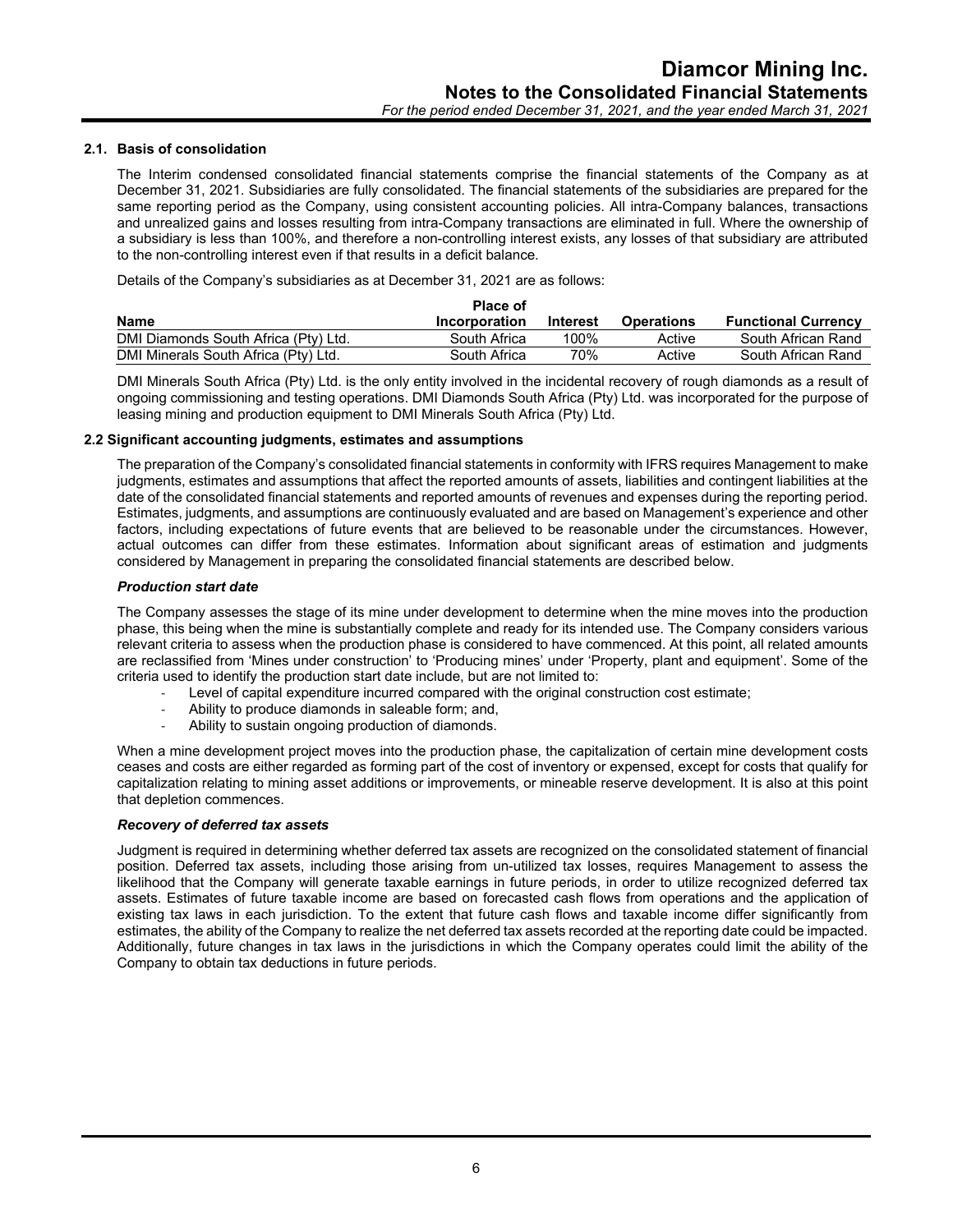### 2.1. Basis of consolidation

The Interim condensed consolidated financial statements comprise the financial statements of the Company as at December 31, 2021. Subsidiaries are fully consolidated. The financial statements of the subsidiaries are prepared for the same reporting period as the Company, using consistent accounting policies. All intra-Company balances, transactions and unrealized gains and losses resulting from intra-Company transactions are eliminated in full. Where the ownership of a subsidiary is less than 100%, and therefore a non-controlling interest exists, any losses of that subsidiary are attributed to the non-controlling interest even if that results in a deficit balance.

Details of the Company's subsidiaries as at December 31, 2021 are as follows:

| Name | Place of Incorporation | Interest | Operations | Functional Currency |
|---|---|---|---|---|
| DMI Diamonds South Africa (Pty) Ltd. | South Africa | 100% | Active | South African Rand |
| DMI Minerals South Africa (Pty) Ltd. | South Africa | 70% | Active | South African Rand |

DMI Minerals South Africa (Pty) Ltd. is the only entity involved in the incidental recovery of rough diamonds as a result of ongoing commissioning and testing operations. DMI Diamonds South Africa (Pty) Ltd. was incorporated for the purpose of leasing mining and production equipment to DMI Minerals South Africa (Pty) Ltd.

### 2.2 Significant accounting judgments, estimates and assumptions

The preparation of the Company's consolidated financial statements in conformity with IFRS requires Management to make judgments, estimates and assumptions that affect the reported amounts of assets, liabilities and contingent liabilities at the date of the consolidated financial statements and reported amounts of revenues and expenses during the reporting period. Estimates, judgments, and assumptions are continuously evaluated and are based on Management's experience and other factors, including expectations of future events that are believed to be reasonable under the circumstances. However, actual outcomes can differ from these estimates. Information about significant areas of estimation and judgments considered by Management in preparing the consolidated financial statements are described below.

***Production start date***

The Company assesses the stage of its mine under development to determine when the mine moves into the production phase, this being when the mine is substantially complete and ready for its intended use. The Company considers various relevant criteria to assess when the production phase is considered to have commenced. At this point, all related amounts are reclassified from 'Mines under construction' to 'Producing mines' under 'Property, plant and equipment'. Some of the criteria used to identify the production start date include, but are not limited to:

- Level of capital expenditure incurred compared with the original construction cost estimate;
- Ability to produce diamonds in saleable form; and,
- Ability to sustain ongoing production of diamonds.

When a mine development project moves into the production phase, the capitalization of certain mine development costs ceases and costs are either regarded as forming part of the cost of inventory or expensed, except for costs that qualify for capitalization relating to mining asset additions or improvements, or mineable reserve development. It is also at this point that depletion commences.

***Recovery of deferred tax assets***

Judgment is required in determining whether deferred tax assets are recognized on the consolidated statement of financial position. Deferred tax assets, including those arising from un-utilized tax losses, requires Management to assess the likelihood that the Company will generate taxable earnings in future periods, in order to utilize recognized deferred tax assets. Estimates of future taxable income are based on forecasted cash flows from operations and the application of existing tax laws in each jurisdiction. To the extent that future cash flows and taxable income differ significantly from estimates, the ability of the Company to realize the net deferred tax assets recorded at the reporting date could be impacted. Additionally, future changes in tax laws in the jurisdictions in which the Company operates could limit the ability of the Company to obtain tax deductions in future periods.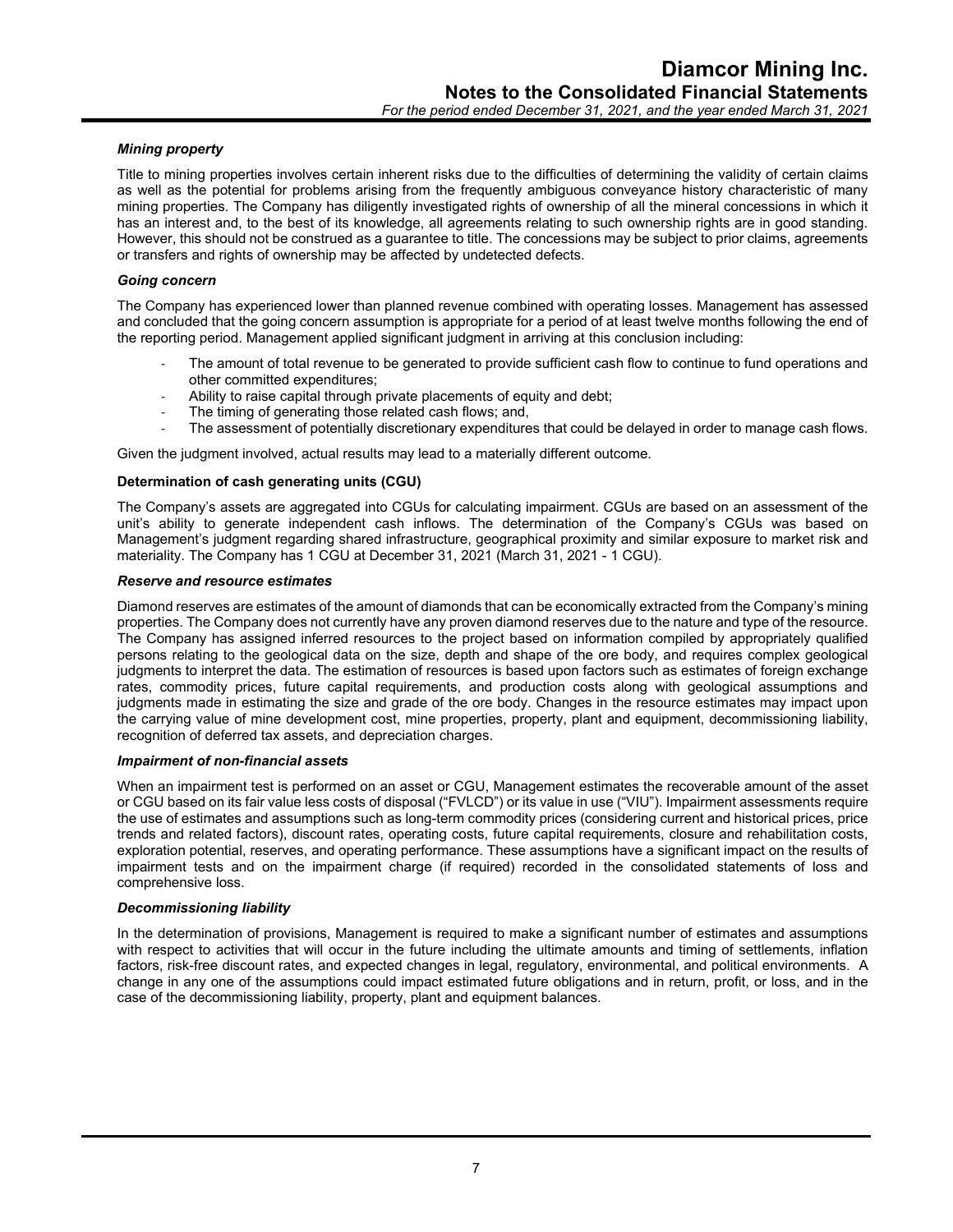***Mining property***

Title to mining properties involves certain inherent risks due to the difficulties of determining the validity of certain claims as well as the potential for problems arising from the frequently ambiguous conveyance history characteristic of many mining properties. The Company has diligently investigated rights of ownership of all the mineral concessions in which it has an interest and, to the best of its knowledge, all agreements relating to such ownership rights are in good standing. However, this should not be construed as a guarantee to title. The concessions may be subject to prior claims, agreements or transfers and rights of ownership may be affected by undetected defects.

***Going concern***

The Company has experienced lower than planned revenue combined with operating losses. Management has assessed and concluded that the going concern assumption is appropriate for a period of at least twelve months following the end of the reporting period. Management applied significant judgment in arriving at this conclusion including:

- The amount of total revenue to be generated to provide sufficient cash flow to continue to fund operations and other committed expenditures;
- Ability to raise capital through private placements of equity and debt;
- The timing of generating those related cash flows; and,
- The assessment of potentially discretionary expenditures that could be delayed in order to manage cash flows.

Given the judgment involved, actual results may lead to a materially different outcome.

**Determination of cash generating units (CGU)**

The Company's assets are aggregated into CGUs for calculating impairment. CGUs are based on an assessment of the unit's ability to generate independent cash inflows. The determination of the Company's CGUs was based on Management's judgment regarding shared infrastructure, geographical proximity and similar exposure to market risk and materiality. The Company has 1 CGU at December 31, 2021 (March 31, 2021 - 1 CGU).

***Reserve and resource estimates***

Diamond reserves are estimates of the amount of diamonds that can be economically extracted from the Company's mining properties. The Company does not currently have any proven diamond reserves due to the nature and type of the resource. The Company has assigned inferred resources to the project based on information compiled by appropriately qualified persons relating to the geological data on the size, depth and shape of the ore body, and requires complex geological judgments to interpret the data. The estimation of resources is based upon factors such as estimates of foreign exchange rates, commodity prices, future capital requirements, and production costs along with geological assumptions and judgments made in estimating the size and grade of the ore body. Changes in the resource estimates may impact upon the carrying value of mine development cost, mine properties, property, plant and equipment, decommissioning liability, recognition of deferred tax assets, and depreciation charges.

***Impairment of non-financial assets***

When an impairment test is performed on an asset or CGU, Management estimates the recoverable amount of the asset or CGU based on its fair value less costs of disposal ("FVLCD") or its value in use ("VIU"). Impairment assessments require the use of estimates and assumptions such as long-term commodity prices (considering current and historical prices, price trends and related factors), discount rates, operating costs, future capital requirements, closure and rehabilitation costs, exploration potential, reserves, and operating performance. These assumptions have a significant impact on the results of impairment tests and on the impairment charge (if required) recorded in the consolidated statements of loss and comprehensive loss.

***Decommissioning liability***

In the determination of provisions, Management is required to make a significant number of estimates and assumptions with respect to activities that will occur in the future including the ultimate amounts and timing of settlements, inflation factors, risk-free discount rates, and expected changes in legal, regulatory, environmental, and political environments. A change in any one of the assumptions could impact estimated future obligations and in return, profit, or loss, and in the case of the decommissioning liability, property, plant and equipment balances.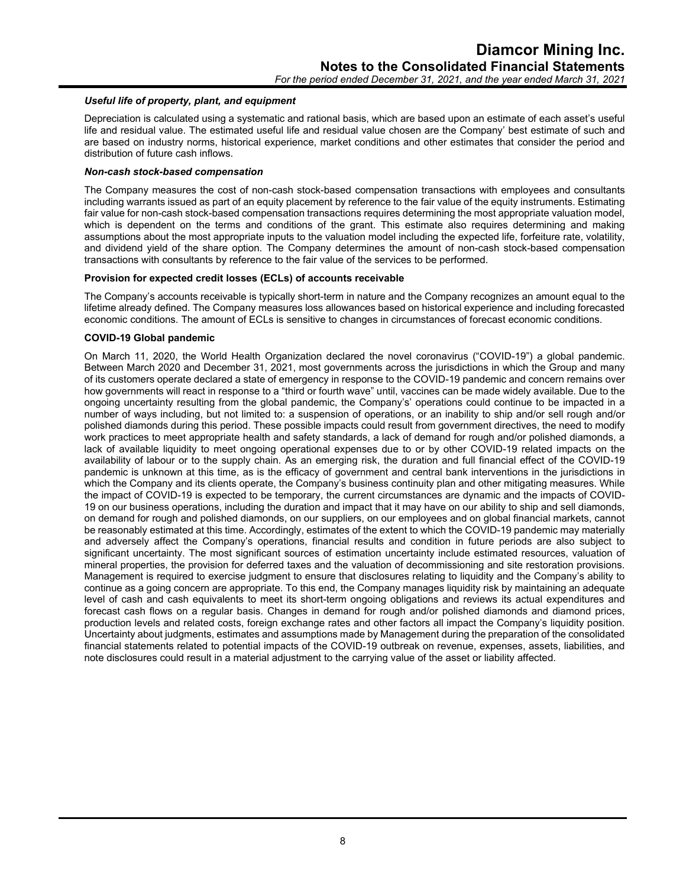***Useful life of property, plant, and equipment***

Depreciation is calculated using a systematic and rational basis, which are based upon an estimate of each asset's useful life and residual value. The estimated useful life and residual value chosen are the Company' best estimate of such and are based on industry norms, historical experience, market conditions and other estimates that consider the period and distribution of future cash inflows.

***Non-cash stock-based compensation***

The Company measures the cost of non-cash stock-based compensation transactions with employees and consultants including warrants issued as part of an equity placement by reference to the fair value of the equity instruments. Estimating fair value for non-cash stock-based compensation transactions requires determining the most appropriate valuation model, which is dependent on the terms and conditions of the grant. This estimate also requires determining and making assumptions about the most appropriate inputs to the valuation model including the expected life, forfeiture rate, volatility, and dividend yield of the share option. The Company determines the amount of non-cash stock-based compensation transactions with consultants by reference to the fair value of the services to be performed.

**Provision for expected credit losses (ECLs) of accounts receivable**

The Company's accounts receivable is typically short-term in nature and the Company recognizes an amount equal to the lifetime already defined. The Company measures loss allowances based on historical experience and including forecasted economic conditions. The amount of ECLs is sensitive to changes in circumstances of forecast economic conditions.

**COVID-19 Global pandemic**

On March 11, 2020, the World Health Organization declared the novel coronavirus ("COVID-19") a global pandemic. Between March 2020 and December 31, 2021, most governments across the jurisdictions in which the Group and many of its customers operate declared a state of emergency in response to the COVID-19 pandemic and concern remains over how governments will react in response to a "third or fourth wave" until, vaccines can be made widely available. Due to the ongoing uncertainty resulting from the global pandemic, the Company's' operations could continue to be impacted in a number of ways including, but not limited to: a suspension of operations, or an inability to ship and/or sell rough and/or polished diamonds during this period. These possible impacts could result from government directives, the need to modify work practices to meet appropriate health and safety standards, a lack of demand for rough and/or polished diamonds, a lack of available liquidity to meet ongoing operational expenses due to or by other COVID-19 related impacts on the availability of labour or to the supply chain. As an emerging risk, the duration and full financial effect of the COVID-19 pandemic is unknown at this time, as is the efficacy of government and central bank interventions in the jurisdictions in which the Company and its clients operate, the Company's business continuity plan and other mitigating measures. While the impact of COVID-19 is expected to be temporary, the current circumstances are dynamic and the impacts of COVID-19 on our business operations, including the duration and impact that it may have on our ability to ship and sell diamonds, on demand for rough and polished diamonds, on our suppliers, on our employees and on global financial markets, cannot be reasonably estimated at this time. Accordingly, estimates of the extent to which the COVID-19 pandemic may materially and adversely affect the Company's operations, financial results and condition in future periods are also subject to significant uncertainty. The most significant sources of estimation uncertainty include estimated resources, valuation of mineral properties, the provision for deferred taxes and the valuation of decommissioning and site restoration provisions. Management is required to exercise judgment to ensure that disclosures relating to liquidity and the Company's ability to continue as a going concern are appropriate. To this end, the Company manages liquidity risk by maintaining an adequate level of cash and cash equivalents to meet its short-term ongoing obligations and reviews its actual expenditures and forecast cash flows on a regular basis. Changes in demand for rough and/or polished diamonds and diamond prices, production levels and related costs, foreign exchange rates and other factors all impact the Company's liquidity position. Uncertainty about judgments, estimates and assumptions made by Management during the preparation of the consolidated financial statements related to potential impacts of the COVID-19 outbreak on revenue, expenses, assets, liabilities, and note disclosures could result in a material adjustment to the carrying value of the asset or liability affected.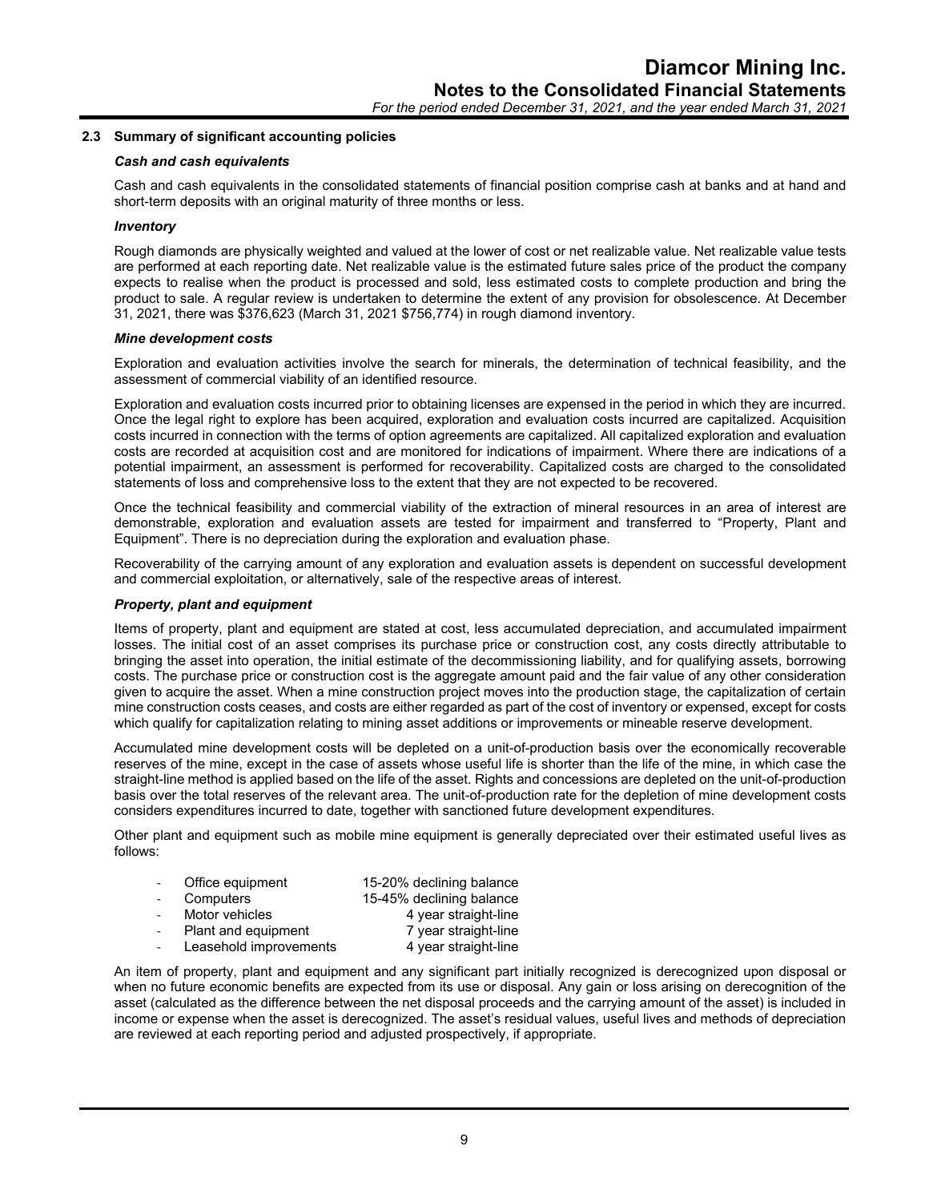### 2.3 Summary of significant accounting policies

***Cash and cash equivalents***

Cash and cash equivalents in the consolidated statements of financial position comprise cash at banks and at hand and short-term deposits with an original maturity of three months or less.

***Inventory***

Rough diamonds are physically weighted and valued at the lower of cost or net realizable value. Net realizable value tests are performed at each reporting date. Net realizable value is the estimated future sales price of the product the company expects to realise when the product is processed and sold, less estimated costs to complete production and bring the product to sale. A regular review is undertaken to determine the extent of any provision for obsolescence. At December 31, 2021, there was $376,623 (March 31, 2021 $756,774) in rough diamond inventory.

***Mine development costs***

Exploration and evaluation activities involve the search for minerals, the determination of technical feasibility, and the assessment of commercial viability of an identified resource.

Exploration and evaluation costs incurred prior to obtaining licenses are expensed in the period in which they are incurred. Once the legal right to explore has been acquired, exploration and evaluation costs incurred are capitalized. Acquisition costs incurred in connection with the terms of option agreements are capitalized. All capitalized exploration and evaluation costs are recorded at acquisition cost and are monitored for indications of impairment. Where there are indications of a potential impairment, an assessment is performed for recoverability. Capitalized costs are charged to the consolidated statements of loss and comprehensive loss to the extent that they are not expected to be recovered.

Once the technical feasibility and commercial viability of the extraction of mineral resources in an area of interest are demonstrable, exploration and evaluation assets are tested for impairment and transferred to "Property, Plant and Equipment". There is no depreciation during the exploration and evaluation phase.

Recoverability of the carrying amount of any exploration and evaluation assets is dependent on successful development and commercial exploitation, or alternatively, sale of the respective areas of interest.

***Property, plant and equipment***

Items of property, plant and equipment are stated at cost, less accumulated depreciation, and accumulated impairment losses. The initial cost of an asset comprises its purchase price or construction cost, any costs directly attributable to bringing the asset into operation, the initial estimate of the decommissioning liability, and for qualifying assets, borrowing costs. The purchase price or construction cost is the aggregate amount paid and the fair value of any other consideration given to acquire the asset. When a mine construction project moves into the production stage, the capitalization of certain mine construction costs ceases, and costs are either regarded as part of the cost of inventory or expensed, except for costs which qualify for capitalization relating to mining asset additions or improvements or mineable reserve development.

Accumulated mine development costs will be depleted on a unit-of-production basis over the economically recoverable reserves of the mine, except in the case of assets whose useful life is shorter than the life of the mine, in which case the straight-line method is applied based on the life of the asset. Rights and concessions are depleted on the unit-of-production basis over the total reserves of the relevant area. The unit-of-production rate for the depletion of mine development costs considers expenditures incurred to date, together with sanctioned future development expenditures.

Other plant and equipment such as mobile mine equipment is generally depreciated over their estimated useful lives as follows:

- Office equipment — 15-20% declining balance
- Computers — 15-45% declining balance
- Motor vehicles — 4 year straight-line
- Plant and equipment — 7 year straight-line
- Leasehold improvements — 4 year straight-line

An item of property, plant and equipment and any significant part initially recognized is derecognized upon disposal or when no future economic benefits are expected from its use or disposal. Any gain or loss arising on derecognition of the asset (calculated as the difference between the net disposal proceeds and the carrying amount of the asset) is included in income or expense when the asset is derecognized. The asset's residual values, useful lives and methods of depreciation are reviewed at each reporting period and adjusted prospectively, if appropriate.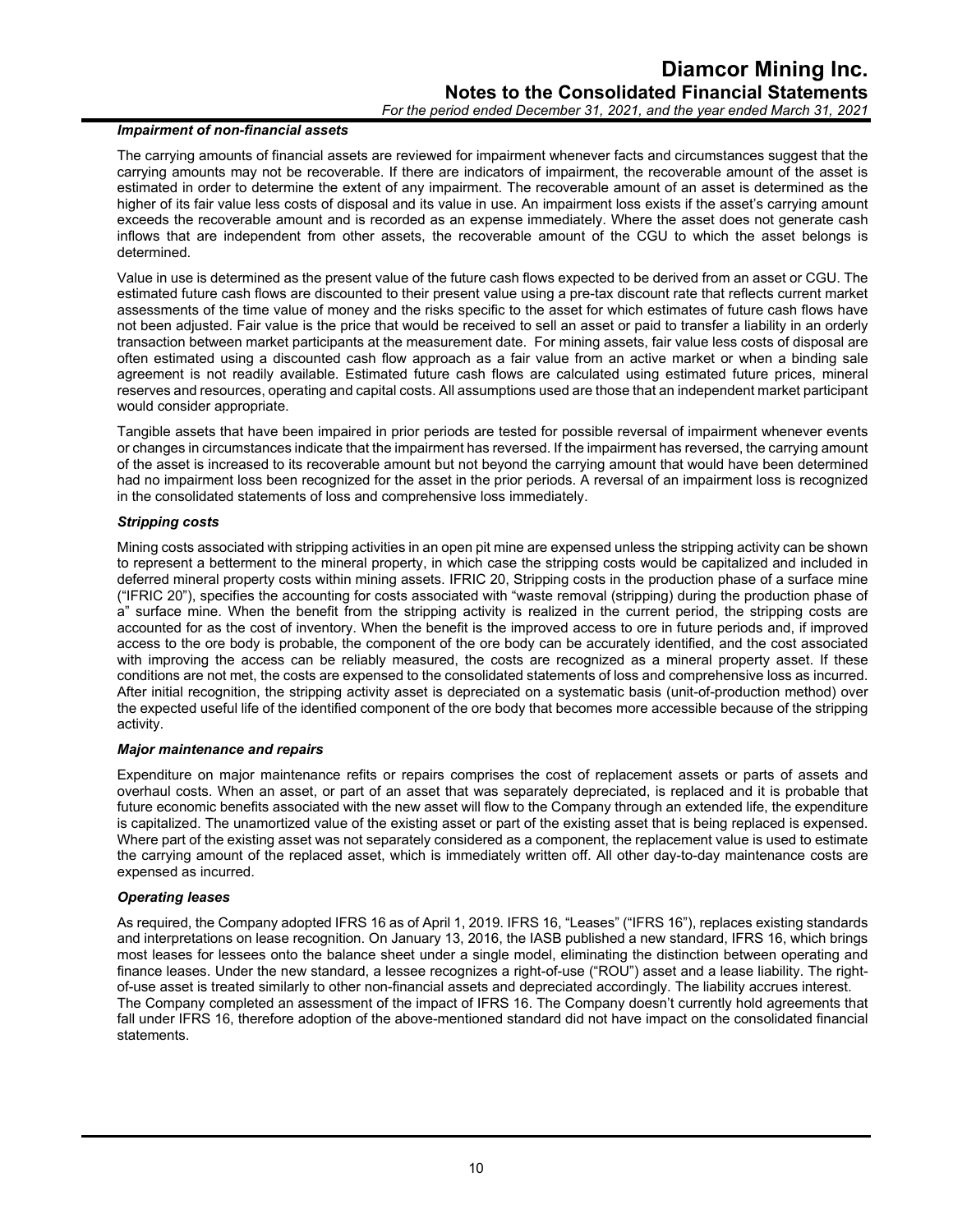***Impairment of non-financial assets***

The carrying amounts of financial assets are reviewed for impairment whenever facts and circumstances suggest that the carrying amounts may not be recoverable. If there are indicators of impairment, the recoverable amount of the asset is estimated in order to determine the extent of any impairment. The recoverable amount of an asset is determined as the higher of its fair value less costs of disposal and its value in use. An impairment loss exists if the asset's carrying amount exceeds the recoverable amount and is recorded as an expense immediately. Where the asset does not generate cash inflows that are independent from other assets, the recoverable amount of the CGU to which the asset belongs is determined.

Value in use is determined as the present value of the future cash flows expected to be derived from an asset or CGU. The estimated future cash flows are discounted to their present value using a pre-tax discount rate that reflects current market assessments of the time value of money and the risks specific to the asset for which estimates of future cash flows have not been adjusted. Fair value is the price that would be received to sell an asset or paid to transfer a liability in an orderly transaction between market participants at the measurement date. For mining assets, fair value less costs of disposal are often estimated using a discounted cash flow approach as a fair value from an active market or when a binding sale agreement is not readily available. Estimated future cash flows are calculated using estimated future prices, mineral reserves and resources, operating and capital costs. All assumptions used are those that an independent market participant would consider appropriate.

Tangible assets that have been impaired in prior periods are tested for possible reversal of impairment whenever events or changes in circumstances indicate that the impairment has reversed. If the impairment has reversed, the carrying amount of the asset is increased to its recoverable amount but not beyond the carrying amount that would have been determined had no impairment loss been recognized for the asset in the prior periods. A reversal of an impairment loss is recognized in the consolidated statements of loss and comprehensive loss immediately.

***Stripping costs***

Mining costs associated with stripping activities in an open pit mine are expensed unless the stripping activity can be shown to represent a betterment to the mineral property, in which case the stripping costs would be capitalized and included in deferred mineral property costs within mining assets. IFRIC 20, Stripping costs in the production phase of a surface mine ("IFRIC 20"), specifies the accounting for costs associated with "waste removal (stripping) during the production phase of a" surface mine. When the benefit from the stripping activity is realized in the current period, the stripping costs are accounted for as the cost of inventory. When the benefit is the improved access to ore in future periods and, if improved access to the ore body is probable, the component of the ore body can be accurately identified, and the cost associated with improving the access can be reliably measured, the costs are recognized as a mineral property asset. If these conditions are not met, the costs are expensed to the consolidated statements of loss and comprehensive loss as incurred. After initial recognition, the stripping activity asset is depreciated on a systematic basis (unit-of-production method) over the expected useful life of the identified component of the ore body that becomes more accessible because of the stripping activity.

***Major maintenance and repairs***

Expenditure on major maintenance refits or repairs comprises the cost of replacement assets or parts of assets and overhaul costs. When an asset, or part of an asset that was separately depreciated, is replaced and it is probable that future economic benefits associated with the new asset will flow to the Company through an extended life, the expenditure is capitalized. The unamortized value of the existing asset or part of the existing asset that is being replaced is expensed. Where part of the existing asset was not separately considered as a component, the replacement value is used to estimate the carrying amount of the replaced asset, which is immediately written off. All other day-to-day maintenance costs are expensed as incurred.

***Operating leases***

As required, the Company adopted IFRS 16 as of April 1, 2019. IFRS 16, "Leases" ("IFRS 16"), replaces existing standards and interpretations on lease recognition. On January 13, 2016, the IASB published a new standard, IFRS 16, which brings most leases for lessees onto the balance sheet under a single model, eliminating the distinction between operating and finance leases. Under the new standard, a lessee recognizes a right-of-use ("ROU") asset and a lease liability. The right-of-use asset is treated similarly to other non-financial assets and depreciated accordingly. The liability accrues interest.
The Company completed an assessment of the impact of IFRS 16. The Company doesn't currently hold agreements that fall under IFRS 16, therefore adoption of the above-mentioned standard did not have impact on the consolidated financial statements.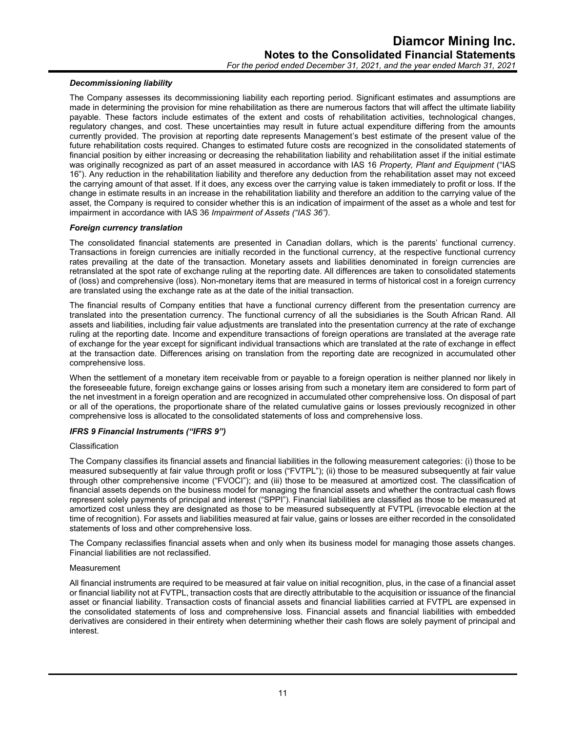### *Decommissioning liability*

The Company assesses its decommissioning liability each reporting period. Significant estimates and assumptions are made in determining the provision for mine rehabilitation as there are numerous factors that will affect the ultimate liability payable. These factors include estimates of the extent and costs of rehabilitation activities, technological changes, regulatory changes, and cost. These uncertainties may result in future actual expenditure differing from the amounts currently provided. The provision at reporting date represents Management's best estimate of the present value of the future rehabilitation costs required. Changes to estimated future costs are recognized in the consolidated statements of financial position by either increasing or decreasing the rehabilitation liability and rehabilitation asset if the initial estimate was originally recognized as part of an asset measured in accordance with IAS 16 *Property, Plant and Equipment* ("IAS 16"). Any reduction in the rehabilitation liability and therefore any deduction from the rehabilitation asset may not exceed the carrying amount of that asset. If it does, any excess over the carrying value is taken immediately to profit or loss. If the change in estimate results in an increase in the rehabilitation liability and therefore an addition to the carrying value of the asset, the Company is required to consider whether this is an indication of impairment of the asset as a whole and test for impairment in accordance with IAS 36 *Impairment of Assets ("IAS 36")*.

### *Foreign currency translation*

The consolidated financial statements are presented in Canadian dollars, which is the parents' functional currency. Transactions in foreign currencies are initially recorded in the functional currency, at the respective functional currency rates prevailing at the date of the transaction. Monetary assets and liabilities denominated in foreign currencies are retranslated at the spot rate of exchange ruling at the reporting date. All differences are taken to consolidated statements of (loss) and comprehensive (loss). Non-monetary items that are measured in terms of historical cost in a foreign currency are translated using the exchange rate as at the date of the initial transaction.

The financial results of Company entities that have a functional currency different from the presentation currency are translated into the presentation currency. The functional currency of all the subsidiaries is the South African Rand. All assets and liabilities, including fair value adjustments are translated into the presentation currency at the rate of exchange ruling at the reporting date. Income and expenditure transactions of foreign operations are translated at the average rate of exchange for the year except for significant individual transactions which are translated at the rate of exchange in effect at the transaction date. Differences arising on translation from the reporting date are recognized in accumulated other comprehensive loss.

When the settlement of a monetary item receivable from or payable to a foreign operation is neither planned nor likely in the foreseeable future, foreign exchange gains or losses arising from such a monetary item are considered to form part of the net investment in a foreign operation and are recognized in accumulated other comprehensive loss. On disposal of part or all of the operations, the proportionate share of the related cumulative gains or losses previously recognized in other comprehensive loss is allocated to the consolidated statements of loss and comprehensive loss.

### *IFRS 9 Financial Instruments ("IFRS 9")*

Classification

The Company classifies its financial assets and financial liabilities in the following measurement categories: (i) those to be measured subsequently at fair value through profit or loss ("FVTPL"); (ii) those to be measured subsequently at fair value through other comprehensive income ("FVOCI"); and (iii) those to be measured at amortized cost. The classification of financial assets depends on the business model for managing the financial assets and whether the contractual cash flows represent solely payments of principal and interest ("SPPI"). Financial liabilities are classified as those to be measured at amortized cost unless they are designated as those to be measured subsequently at FVTPL (irrevocable election at the time of recognition). For assets and liabilities measured at fair value, gains or losses are either recorded in the consolidated statements of loss and other comprehensive loss.

The Company reclassifies financial assets when and only when its business model for managing those assets changes. Financial liabilities are not reclassified.

Measurement

All financial instruments are required to be measured at fair value on initial recognition, plus, in the case of a financial asset or financial liability not at FVTPL, transaction costs that are directly attributable to the acquisition or issuance of the financial asset or financial liability. Transaction costs of financial assets and financial liabilities carried at FVTPL are expensed in the consolidated statements of loss and comprehensive loss. Financial assets and financial liabilities with embedded derivatives are considered in their entirety when determining whether their cash flows are solely payment of principal and interest.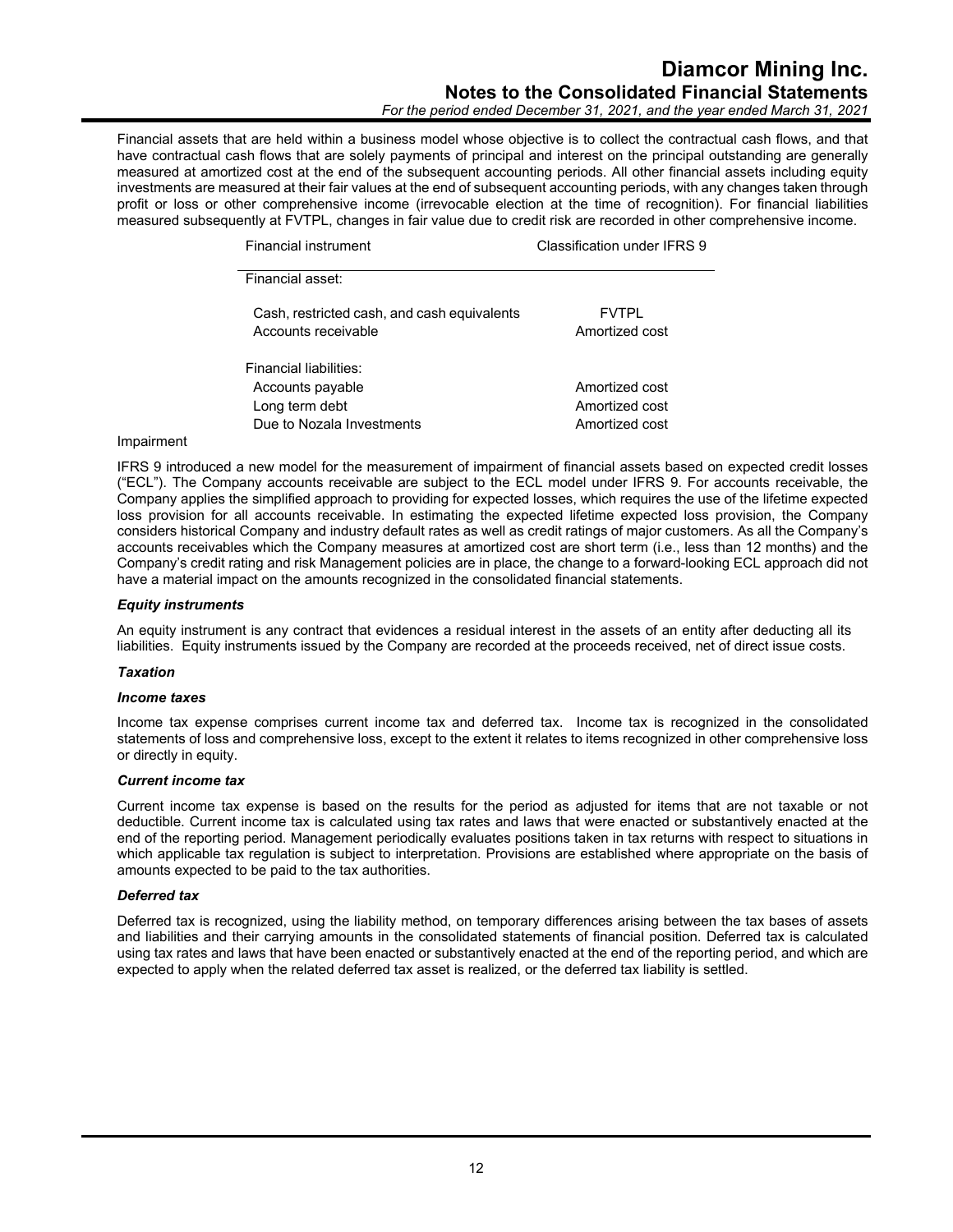Financial assets that are held within a business model whose objective is to collect the contractual cash flows, and that have contractual cash flows that are solely payments of principal and interest on the principal outstanding are generally measured at amortized cost at the end of the subsequent accounting periods. All other financial assets including equity investments are measured at their fair values at the end of subsequent accounting periods, with any changes taken through profit or loss or other comprehensive income (irrevocable election at the time of recognition). For financial liabilities measured subsequently at FVTPL, changes in fair value due to credit risk are recorded in other comprehensive income.

| Financial instrument | Classification under IFRS 9 |
|---|---|
| Financial asset: | |
| Cash, restricted cash, and cash equivalents | FVTPL |
| Accounts receivable | Amortized cost |
| Financial liabilities: | |
| Accounts payable | Amortized cost |
| Long term debt | Amortized cost |
| Due to Nozala Investments | Amortized cost |

Impairment

IFRS 9 introduced a new model for the measurement of impairment of financial assets based on expected credit losses ("ECL"). The Company accounts receivable are subject to the ECL model under IFRS 9. For accounts receivable, the Company applies the simplified approach to providing for expected losses, which requires the use of the lifetime expected loss provision for all accounts receivable. In estimating the expected lifetime expected loss provision, the Company considers historical Company and industry default rates as well as credit ratings of major customers. As all the Company's accounts receivables which the Company measures at amortized cost are short term (i.e., less than 12 months) and the Company's credit rating and risk Management policies are in place, the change to a forward-looking ECL approach did not have a material impact on the amounts recognized in the consolidated financial statements.

***Equity instruments***

An equity instrument is any contract that evidences a residual interest in the assets of an entity after deducting all its liabilities. Equity instruments issued by the Company are recorded at the proceeds received, net of direct issue costs.

***Taxation***

***Income taxes***

Income tax expense comprises current income tax and deferred tax. Income tax is recognized in the consolidated statements of loss and comprehensive loss, except to the extent it relates to items recognized in other comprehensive loss or directly in equity.

***Current income tax***

Current income tax expense is based on the results for the period as adjusted for items that are not taxable or not deductible. Current income tax is calculated using tax rates and laws that were enacted or substantively enacted at the end of the reporting period. Management periodically evaluates positions taken in tax returns with respect to situations in which applicable tax regulation is subject to interpretation. Provisions are established where appropriate on the basis of amounts expected to be paid to the tax authorities.

***Deferred tax***

Deferred tax is recognized, using the liability method, on temporary differences arising between the tax bases of assets and liabilities and their carrying amounts in the consolidated statements of financial position. Deferred tax is calculated using tax rates and laws that have been enacted or substantively enacted at the end of the reporting period, and which are expected to apply when the related deferred tax asset is realized, or the deferred tax liability is settled.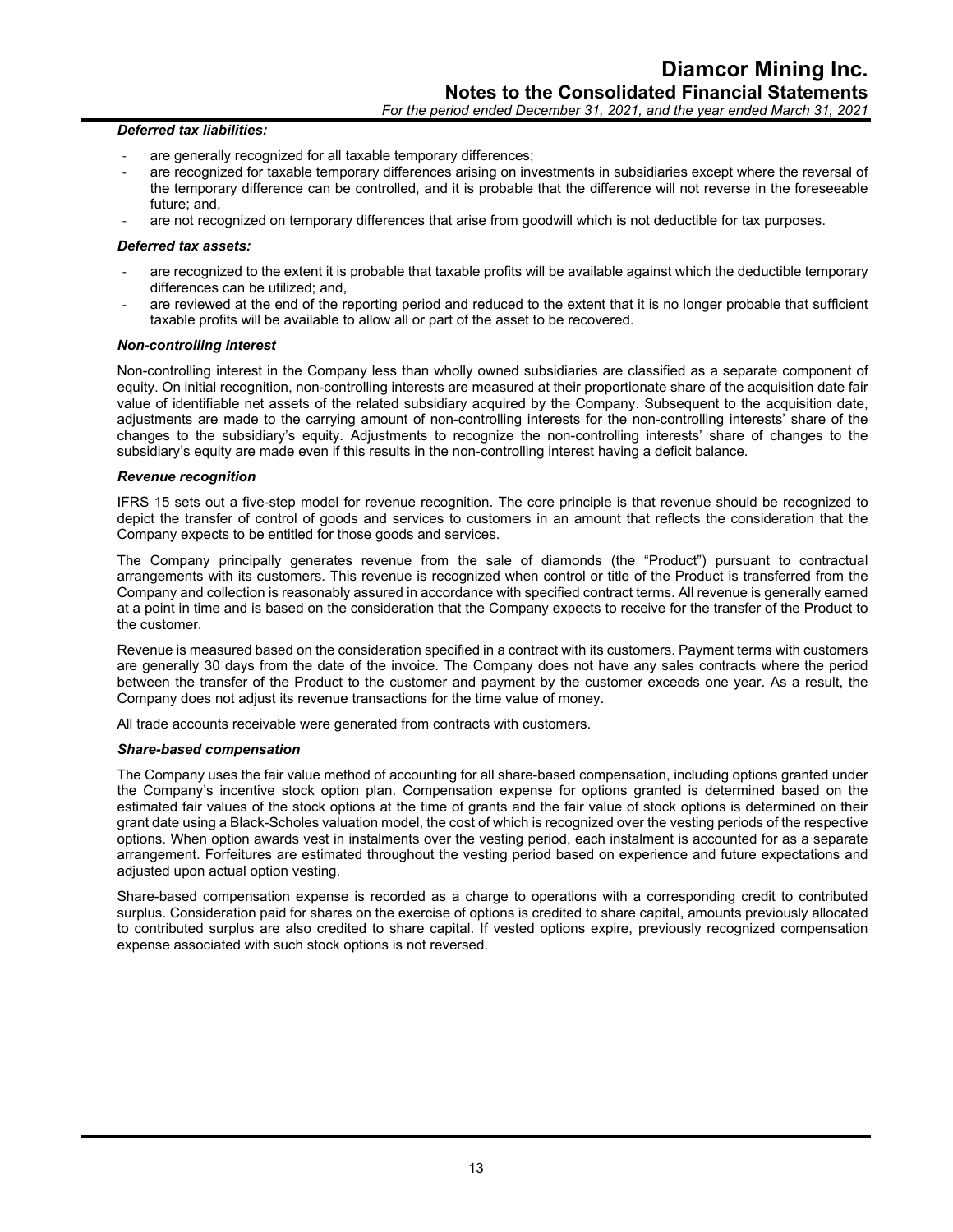#### *Deferred tax liabilities:*

- are generally recognized for all taxable temporary differences;
- are recognized for taxable temporary differences arising on investments in subsidiaries except where the reversal of the temporary difference can be controlled, and it is probable that the difference will not reverse in the foreseeable future; and,
- are not recognized on temporary differences that arise from goodwill which is not deductible for tax purposes.

#### *Deferred tax assets:*

- are recognized to the extent it is probable that taxable profits will be available against which the deductible temporary differences can be utilized; and,
- are reviewed at the end of the reporting period and reduced to the extent that it is no longer probable that sufficient taxable profits will be available to allow all or part of the asset to be recovered.

#### *Non-controlling interest*

Non-controlling interest in the Company less than wholly owned subsidiaries are classified as a separate component of equity. On initial recognition, non-controlling interests are measured at their proportionate share of the acquisition date fair value of identifiable net assets of the related subsidiary acquired by the Company. Subsequent to the acquisition date, adjustments are made to the carrying amount of non-controlling interests for the non-controlling interests' share of the changes to the subsidiary's equity. Adjustments to recognize the non-controlling interests' share of changes to the subsidiary's equity are made even if this results in the non-controlling interest having a deficit balance.

#### *Revenue recognition*

IFRS 15 sets out a five-step model for revenue recognition. The core principle is that revenue should be recognized to depict the transfer of control of goods and services to customers in an amount that reflects the consideration that the Company expects to be entitled for those goods and services.

The Company principally generates revenue from the sale of diamonds (the "Product") pursuant to contractual arrangements with its customers. This revenue is recognized when control or title of the Product is transferred from the Company and collection is reasonably assured in accordance with specified contract terms. All revenue is generally earned at a point in time and is based on the consideration that the Company expects to receive for the transfer of the Product to the customer.

Revenue is measured based on the consideration specified in a contract with its customers. Payment terms with customers are generally 30 days from the date of the invoice. The Company does not have any sales contracts where the period between the transfer of the Product to the customer and payment by the customer exceeds one year. As a result, the Company does not adjust its revenue transactions for the time value of money.

All trade accounts receivable were generated from contracts with customers.

#### *Share-based compensation*

The Company uses the fair value method of accounting for all share-based compensation, including options granted under the Company's incentive stock option plan. Compensation expense for options granted is determined based on the estimated fair values of the stock options at the time of grants and the fair value of stock options is determined on their grant date using a Black-Scholes valuation model, the cost of which is recognized over the vesting periods of the respective options. When option awards vest in instalments over the vesting period, each instalment is accounted for as a separate arrangement. Forfeitures are estimated throughout the vesting period based on experience and future expectations and adjusted upon actual option vesting.

Share-based compensation expense is recorded as a charge to operations with a corresponding credit to contributed surplus. Consideration paid for shares on the exercise of options is credited to share capital, amounts previously allocated to contributed surplus are also credited to share capital. If vested options expire, previously recognized compensation expense associated with such stock options is not reversed.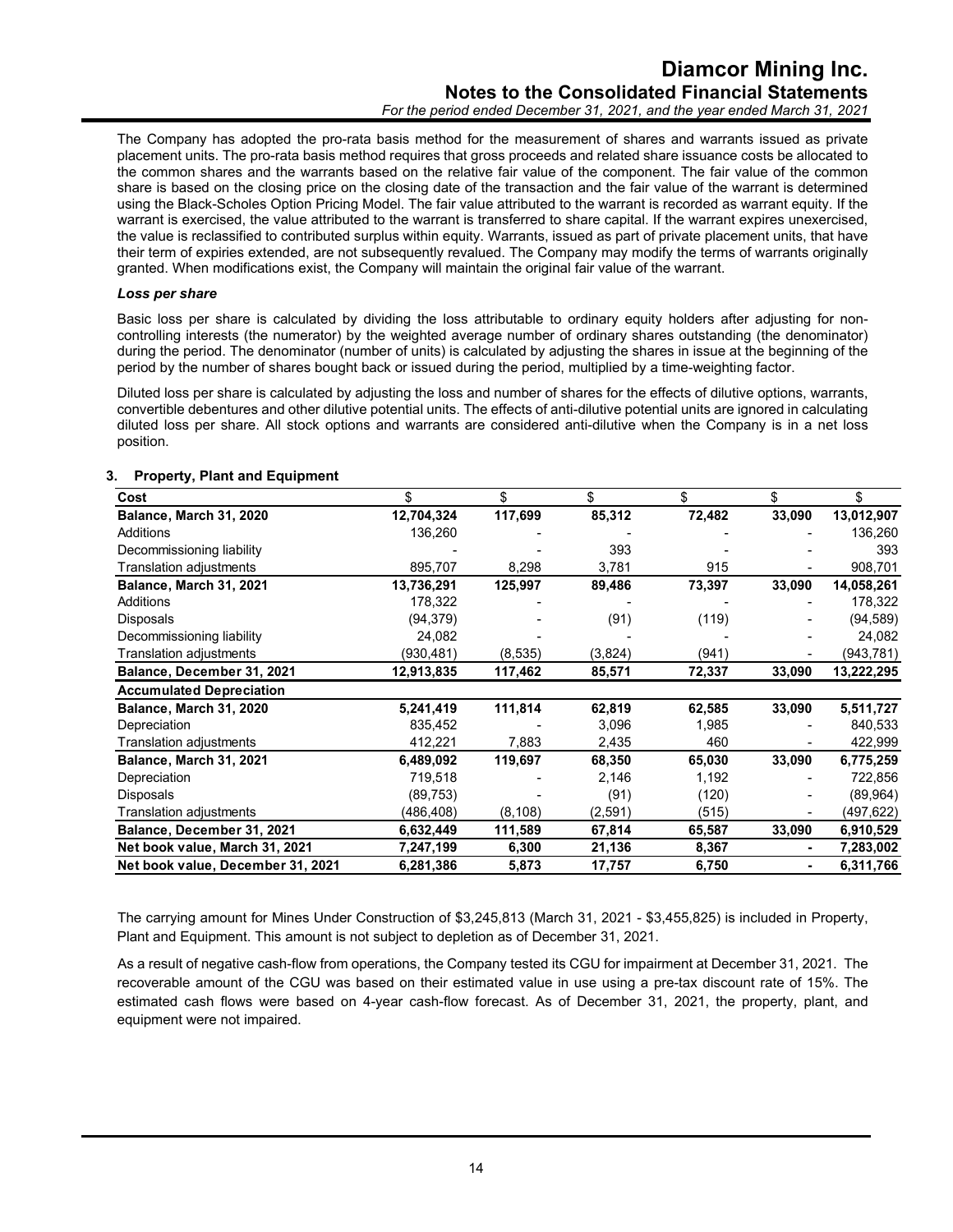The Company has adopted the pro-rata basis method for the measurement of shares and warrants issued as private placement units. The pro-rata basis method requires that gross proceeds and related share issuance costs be allocated to the common shares and the warrants based on the relative fair value of the component. The fair value of the common share is based on the closing price on the closing date of the transaction and the fair value of the warrant is determined using the Black-Scholes Option Pricing Model. The fair value attributed to the warrant is recorded as warrant equity. If the warrant is exercised, the value attributed to the warrant is transferred to share capital. If the warrant expires unexercised, the value is reclassified to contributed surplus within equity. Warrants, issued as part of private placement units, that have their term of expiries extended, are not subsequently revalued. The Company may modify the terms of warrants originally granted. When modifications exist, the Company will maintain the original fair value of the warrant.

***Loss per share***

Basic loss per share is calculated by dividing the loss attributable to ordinary equity holders after adjusting for non-controlling interests (the numerator) by the weighted average number of ordinary shares outstanding (the denominator) during the period. The denominator (number of units) is calculated by adjusting the shares in issue at the beginning of the period by the number of shares bought back or issued during the period, multiplied by a time-weighting factor.

Diluted loss per share is calculated by adjusting the loss and number of shares for the effects of dilutive options, warrants, convertible debentures and other dilutive potential units. The effects of anti-dilutive potential units are ignored in calculating diluted loss per share. All stock options and warrants are considered anti-dilutive when the Company is in a net loss position.

## 3. Property, Plant and Equipment

| Cost | $ | $ | $ | $ | $ | $ |
|---|---|---|---|---|---|---|
| **Balance, March 31, 2020** | **12,704,324** | **117,699** | **85,312** | **72,482** | **33,090** | **13,012,907** |
| Additions | 136,260 | - | - | - | - | 136,260 |
| Decommissioning liability | - | - | 393 | - | - | 393 |
| Translation adjustments | 895,707 | 8,298 | 3,781 | 915 | - | 908,701 |
| **Balance, March 31, 2021** | **13,736,291** | **125,997** | **89,486** | **73,397** | **33,090** | **14,058,261** |
| Additions | 178,322 | - | - | - | - | 178,322 |
| Disposals | (94,379) | - | (91) | (119) | - | (94,589) |
| Decommissioning liability | 24,082 | - | - | - | - | 24,082 |
| Translation adjustments | (930,481) | (8,535) | (3,824) | (941) | - | (943,781) |
| **Balance, December 31, 2021** | **12,913,835** | **117,462** | **85,571** | **72,337** | **33,090** | **13,222,295** |
| **Accumulated Depreciation** | | | | | | |
| **Balance, March 31, 2020** | **5,241,419** | **111,814** | **62,819** | **62,585** | **33,090** | **5,511,727** |
| Depreciation | 835,452 | - | 3,096 | 1,985 | - | 840,533 |
| Translation adjustments | 412,221 | 7,883 | 2,435 | 460 | - | 422,999 |
| **Balance, March 31, 2021** | **6,489,092** | **119,697** | **68,350** | **65,030** | **33,090** | **6,775,259** |
| Depreciation | 719,518 | - | 2,146 | 1,192 | - | 722,856 |
| Disposals | (89,753) | - | (91) | (120) | - | (89,964) |
| Translation adjustments | (486,408) | (8,108) | (2,591) | (515) | - | (497,622) |
| **Balance, December 31, 2021** | **6,632,449** | **111,589** | **67,814** | **65,587** | **33,090** | **6,910,529** |
| **Net book value, March 31, 2021** | **7,247,199** | **6,300** | **21,136** | **8,367** | **-** | **7,283,002** |
| **Net book value, December 31, 2021** | **6,281,386** | **5,873** | **17,757** | **6,750** | **-** | **6,311,766** |

The carrying amount for Mines Under Construction of $3,245,813 (March 31, 2021 - $3,455,825) is included in Property, Plant and Equipment. This amount is not subject to depletion as of December 31, 2021.

As a result of negative cash-flow from operations, the Company tested its CGU for impairment at December 31, 2021. The recoverable amount of the CGU was based on their estimated value in use using a pre-tax discount rate of 15%. The estimated cash flows were based on 4-year cash-flow forecast. As of December 31, 2021, the property, plant, and equipment were not impaired.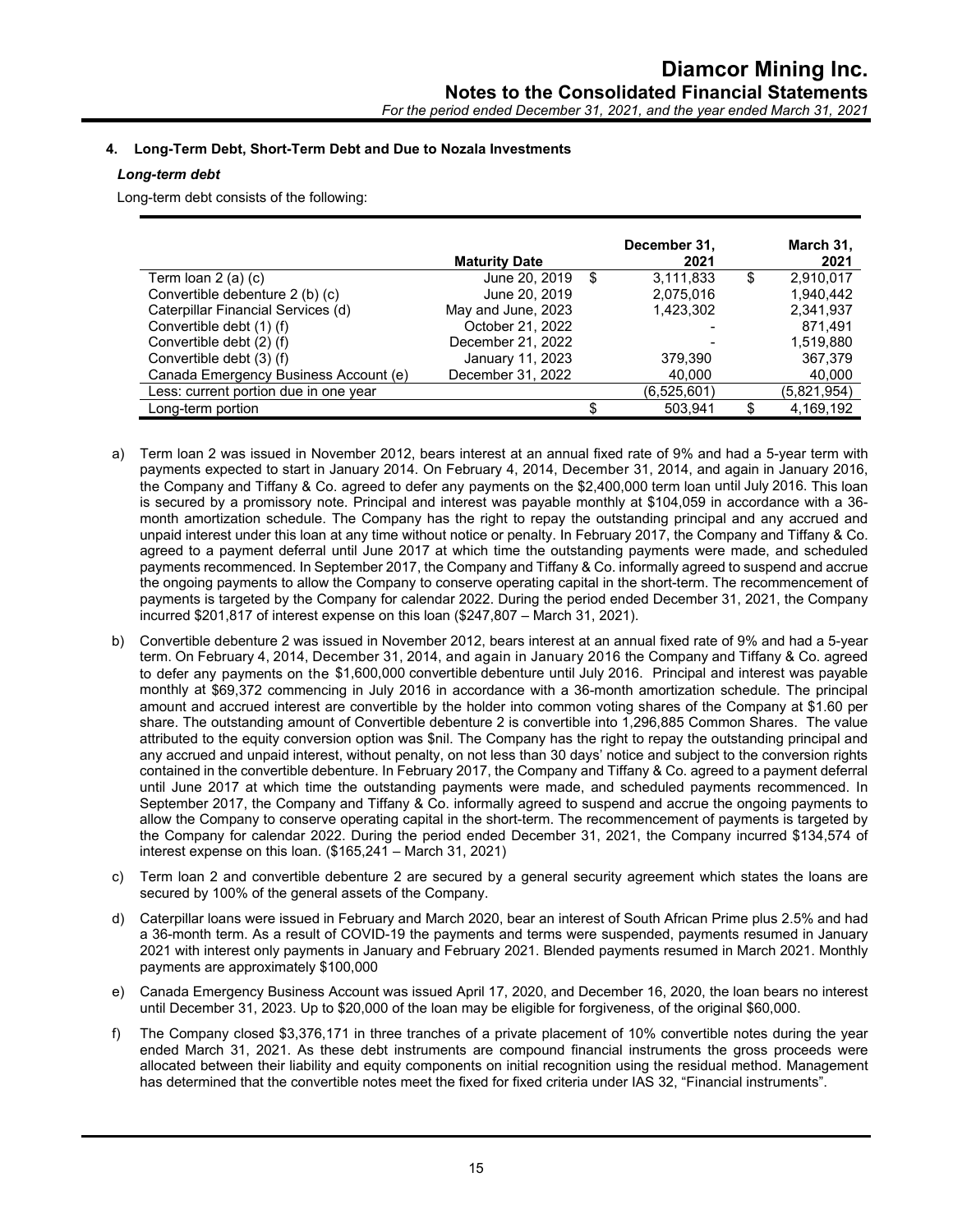## 4. Long-Term Debt, Short-Term Debt and Due to Nozala Investments

### *Long-term debt*

Long-term debt consists of the following:

| | Maturity Date | December 31, 2021 | March 31, 2021 |
|---|---|---|---|
| Term loan 2 (a) (c) | June 20, 2019 | $ 3,111,833 | $ 2,910,017 |
| Convertible debenture 2 (b) (c) | June 20, 2019 | 2,075,016 | 1,940,442 |
| Caterpillar Financial Services (d) | May and June, 2023 | 1,423,302 | 2,341,937 |
| Convertible debt (1) (f) | October 21, 2022 | - | 871,491 |
| Convertible debt (2) (f) | December 21, 2022 | - | 1,519,880 |
| Convertible debt (3) (f) | January 11, 2023 | 379,390 | 367,379 |
| Canada Emergency Business Account (e) | December 31, 2022 | 40,000 | 40,000 |
| Less: current portion due in one year | | (6,525,601) | (5,821,954) |
| Long-term portion | | $ 503,941 | $ 4,169,192 |

a) Term loan 2 was issued in November 2012, bears interest at an annual fixed rate of 9% and had a 5-year term with payments expected to start in January 2014. On February 4, 2014, December 31, 2014, and again in January 2016, the Company and Tiffany & Co. agreed to defer any payments on the $2,400,000 term loan until July 2016. This loan is secured by a promissory note. Principal and interest was payable monthly at $104,059 in accordance with a 36-month amortization schedule. The Company has the right to repay the outstanding principal and any accrued and unpaid interest under this loan at any time without notice or penalty. In February 2017, the Company and Tiffany & Co. agreed to a payment deferral until June 2017 at which time the outstanding payments were made, and scheduled payments recommenced. In September 2017, the Company and Tiffany & Co. informally agreed to suspend and accrue the ongoing payments to allow the Company to conserve operating capital in the short-term. The recommencement of payments is targeted by the Company for calendar 2022. During the period ended December 31, 2021, the Company incurred $201,817 of interest expense on this loan ($247,807 – March 31, 2021).

b) Convertible debenture 2 was issued in November 2012, bears interest at an annual fixed rate of 9% and had a 5-year term. On February 4, 2014, December 31, 2014, and again in January 2016 the Company and Tiffany & Co. agreed to defer any payments on the $1,600,000 convertible debenture until July 2016. Principal and interest was payable monthly at $69,372 commencing in July 2016 in accordance with a 36-month amortization schedule. The principal amount and accrued interest are convertible by the holder into common voting shares of the Company at $1.60 per share. The outstanding amount of Convertible debenture 2 is convertible into 1,296,885 Common Shares. The value attributed to the equity conversion option was $nil. The Company has the right to repay the outstanding principal and any accrued and unpaid interest, without penalty, on not less than 30 days' notice and subject to the conversion rights contained in the convertible debenture. In February 2017, the Company and Tiffany & Co. agreed to a payment deferral until June 2017 at which time the outstanding payments were made, and scheduled payments recommenced. In September 2017, the Company and Tiffany & Co. informally agreed to suspend and accrue the ongoing payments to allow the Company to conserve operating capital in the short-term. The recommencement of payments is targeted by the Company for calendar 2022. During the period ended December 31, 2021, the Company incurred $134,574 of interest expense on this loan. ($165,241 – March 31, 2021)

c) Term loan 2 and convertible debenture 2 are secured by a general security agreement which states the loans are secured by 100% of the general assets of the Company.

d) Caterpillar loans were issued in February and March 2020, bear an interest of South African Prime plus 2.5% and had a 36-month term. As a result of COVID-19 the payments and terms were suspended, payments resumed in January 2021 with interest only payments in January and February 2021. Blended payments resumed in March 2021. Monthly payments are approximately $100,000

e) Canada Emergency Business Account was issued April 17, 2020, and December 16, 2020, the loan bears no interest until December 31, 2023. Up to $20,000 of the loan may be eligible for forgiveness, of the original $60,000.

f) The Company closed $3,376,171 in three tranches of a private placement of 10% convertible notes during the year ended March 31, 2021. As these debt instruments are compound financial instruments the gross proceeds were allocated between their liability and equity components on initial recognition using the residual method. Management has determined that the convertible notes meet the fixed for fixed criteria under IAS 32, "Financial instruments".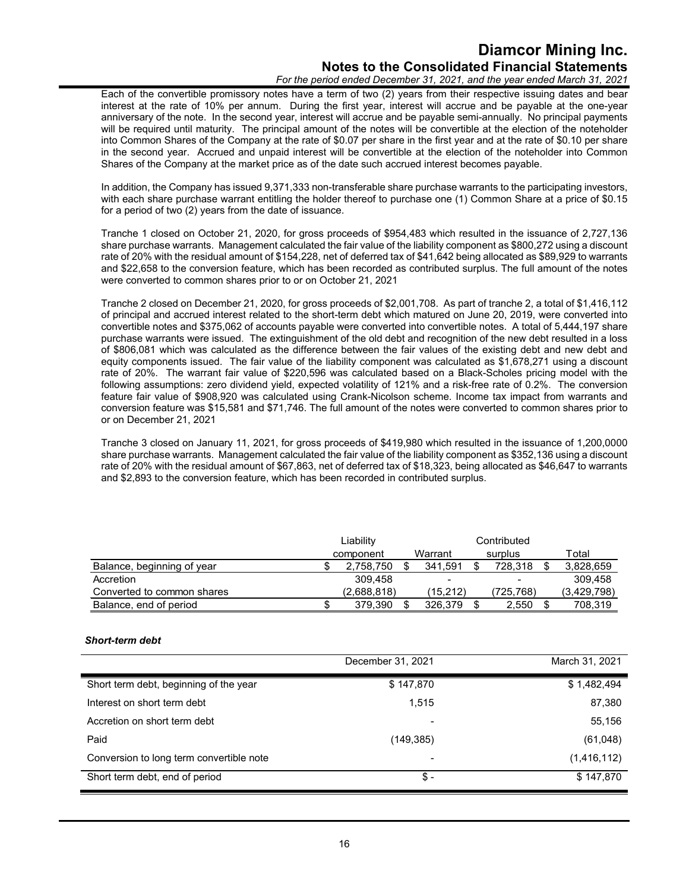Each of the convertible promissory notes have a term of two (2) years from their respective issuing dates and bear interest at the rate of 10% per annum. During the first year, interest will accrue and be payable at the one-year anniversary of the note. In the second year, interest will accrue and be payable semi-annually. No principal payments will be required until maturity. The principal amount of the notes will be convertible at the election of the noteholder into Common Shares of the Company at the rate of $0.07 per share in the first year and at the rate of $0.10 per share in the second year. Accrued and unpaid interest will be convertible at the election of the noteholder into Common Shares of the Company at the market price as of the date such accrued interest becomes payable.

In addition, the Company has issued 9,371,333 non-transferable share purchase warrants to the participating investors, with each share purchase warrant entitling the holder thereof to purchase one (1) Common Share at a price of $0.15 for a period of two (2) years from the date of issuance.

Tranche 1 closed on October 21, 2020, for gross proceeds of $954,483 which resulted in the issuance of 2,727,136 share purchase warrants. Management calculated the fair value of the liability component as $800,272 using a discount rate of 20% with the residual amount of $154,228, net of deferred tax of $41,642 being allocated as $89,929 to warrants and $22,658 to the conversion feature, which has been recorded as contributed surplus. The full amount of the notes were converted to common shares prior to or on October 21, 2021

Tranche 2 closed on December 21, 2020, for gross proceeds of $2,001,708. As part of tranche 2, a total of $1,416,112 of principal and accrued interest related to the short-term debt which matured on June 20, 2019, were converted into convertible notes and $375,062 of accounts payable were converted into convertible notes. A total of 5,444,197 share purchase warrants were issued. The extinguishment of the old debt and recognition of the new debt resulted in a loss of $806,081 which was calculated as the difference between the fair values of the existing debt and new debt and equity components issued. The fair value of the liability component was calculated as $1,678,271 using a discount rate of 20%. The warrant fair value of $220,596 was calculated based on a Black-Scholes pricing model with the following assumptions: zero dividend yield, expected volatility of 121% and a risk-free rate of 0.2%. The conversion feature fair value of $908,920 was calculated using Crank-Nicolson scheme. Income tax impact from warrants and conversion feature was $15,581 and $71,746. The full amount of the notes were converted to common shares prior to or on December 21, 2021

Tranche 3 closed on January 11, 2021, for gross proceeds of $419,980 which resulted in the issuance of 1,200,0000 share purchase warrants. Management calculated the fair value of the liability component as $352,136 using a discount rate of 20% with the residual amount of $67,863, net of deferred tax of $18,323, being allocated as $46,647 to warrants and $2,893 to the conversion feature, which has been recorded in contributed surplus.

| | Liability component | Warrant | Contributed surplus | Total |
|---|---|---|---|---|
| Balance, beginning of year | $ 2,758,750 | $ 341,591 | $ 728,318 | $ 3,828,659 |
| Accretion | 309,458 | - | - | 309,458 |
| Converted to common shares | (2,688,818) | (15,212) | (725,768) | (3,429,798) |
| Balance, end of period | $ 379,390 | $ 326,379 | $ 2,550 | $ 708,319 |

***Short-term debt***

| | December 31, 2021 | March 31, 2021 |
|---|---|---|
| Short term debt, beginning of the year | $ 147,870 | $ 1,482,494 |
| Interest on short term debt | 1,515 | 87,380 |
| Accretion on short term debt | - | 55,156 |
| Paid | (149,385) | (61,048) |
| Conversion to long term convertible note | - | (1,416,112) |
| Short term debt, end of period | $ - | $ 147,870 |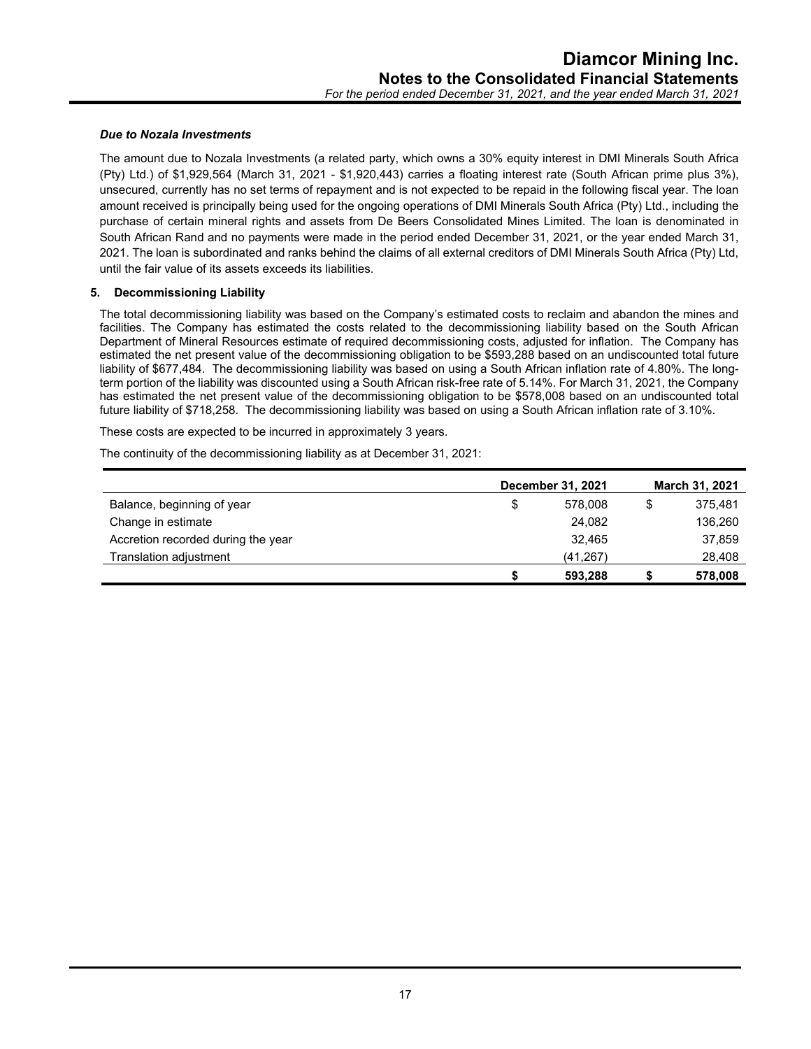### *Due to Nozala Investments*

The amount due to Nozala Investments (a related party, which owns a 30% equity interest in DMI Minerals South Africa (Pty) Ltd.) of $1,929,564 (March 31, 2021 - $1,920,443) carries a floating interest rate (South African prime plus 3%), unsecured, currently has no set terms of repayment and is not expected to be repaid in the following fiscal year. The loan amount received is principally being used for the ongoing operations of DMI Minerals South Africa (Pty) Ltd., including the purchase of certain mineral rights and assets from De Beers Consolidated Mines Limited. The loan is denominated in South African Rand and no payments were made in the period ended December 31, 2021, or the year ended March 31, 2021. The loan is subordinated and ranks behind the claims of all external creditors of DMI Minerals South Africa (Pty) Ltd, until the fair value of its assets exceeds its liabilities.

## 5. Decommissioning Liability

The total decommissioning liability was based on the Company's estimated costs to reclaim and abandon the mines and facilities. The Company has estimated the costs related to the decommissioning liability based on the South African Department of Mineral Resources estimate of required decommissioning costs, adjusted for inflation. The Company has estimated the net present value of the decommissioning obligation to be $593,288 based on an undiscounted total future liability of $677,484. The decommissioning liability was based on using a South African inflation rate of 4.80%. The long-term portion of the liability was discounted using a South African risk-free rate of 5.14%. For March 31, 2021, the Company has estimated the net present value of the decommissioning obligation to be $578,008 based on an undiscounted total future liability of $718,258. The decommissioning liability was based on using a South African inflation rate of 3.10%.

These costs are expected to be incurred in approximately 3 years.

The continuity of the decommissioning liability as at December 31, 2021:

| | December 31, 2021 | March 31, 2021 |
|---|---|---|
| Balance, beginning of year | $ 578,008 | $ 375,481 |
| Change in estimate | 24,082 | 136,260 |
| Accretion recorded during the year | 32,465 | 37,859 |
| Translation adjustment | (41,267) | 28,408 |
| | **$ 593,288** | **$ 578,008** |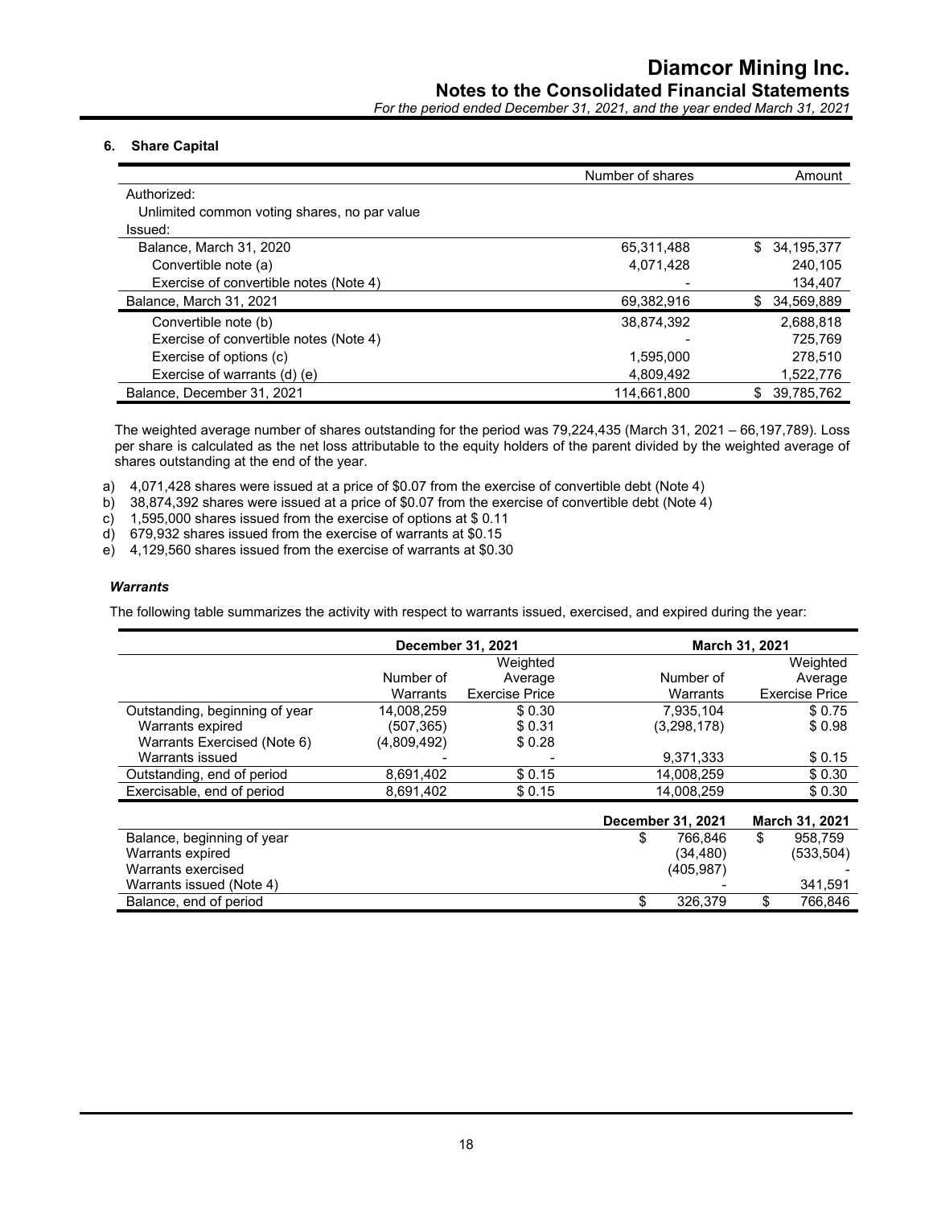## 6. Share Capital

| | Number of shares | Amount |
|---|---|---|
| Authorized: | | |
| Unlimited common voting shares, no par value | | |
| Issued: | | |
| Balance, March 31, 2020 | 65,311,488 | $ 34,195,377 |
| Convertible note (a) | 4,071,428 | 240,105 |
| Exercise of convertible notes (Note 4) | - | 134,407 |
| Balance, March 31, 2021 | 69,382,916 | $ 34,569,889 |
| Convertible note (b) | 38,874,392 | 2,688,818 |
| Exercise of convertible notes (Note 4) | - | 725,769 |
| Exercise of options (c) | 1,595,000 | 278,510 |
| Exercise of warrants (d) (e) | 4,809,492 | 1,522,776 |
| Balance, December 31, 2021 | 114,661,800 | $ 39,785,762 |

The weighted average number of shares outstanding for the period was 79,224,435 (March 31, 2021 – 66,197,789). Loss per share is calculated as the net loss attributable to the equity holders of the parent divided by the weighted average of shares outstanding at the end of the year.

a) 4,071,428 shares were issued at a price of $0.07 from the exercise of convertible debt (Note 4)
b) 38,874,392 shares were issued at a price of $0.07 from the exercise of convertible debt (Note 4)
c) 1,595,000 shares issued from the exercise of options at $ 0.11
d) 679,932 shares issued from the exercise of warrants at $0.15
e) 4,129,560 shares issued from the exercise of warrants at $0.30

### *Warrants*

The following table summarizes the activity with respect to warrants issued, exercised, and expired during the year:

| | December 31, 2021 | | March 31, 2021 | |
|---|---|---|---|---|
| | Number of Warrants | Weighted Average Exercise Price | Number of Warrants | Weighted Average Exercise Price |
| Outstanding, beginning of year | 14,008,259 | $ 0.30 | 7,935,104 | $ 0.75 |
| Warrants expired | (507,365) | $ 0.31 | (3,298,178) | $ 0.98 |
| Warrants Exercised (Note 6) | (4,809,492) | $ 0.28 | | |
| Warrants issued | - | - | 9,371,333 | $ 0.15 |
| Outstanding, end of period | 8,691,402 | $ 0.15 | 14,008,259 | $ 0.30 |
| Exercisable, end of period | 8,691,402 | $ 0.15 | 14,008,259 | $ 0.30 |

| | December 31, 2021 | March 31, 2021 |
|---|---|---|
| Balance, beginning of year | $ 766,846 | $ 958,759 |
| Warrants expired | (34,480) | (533,504) |
| Warrants exercised | (405,987) | - |
| Warrants issued (Note 4) | - | 341,591 |
| Balance, end of period | $ 326,379 | $ 766,846 |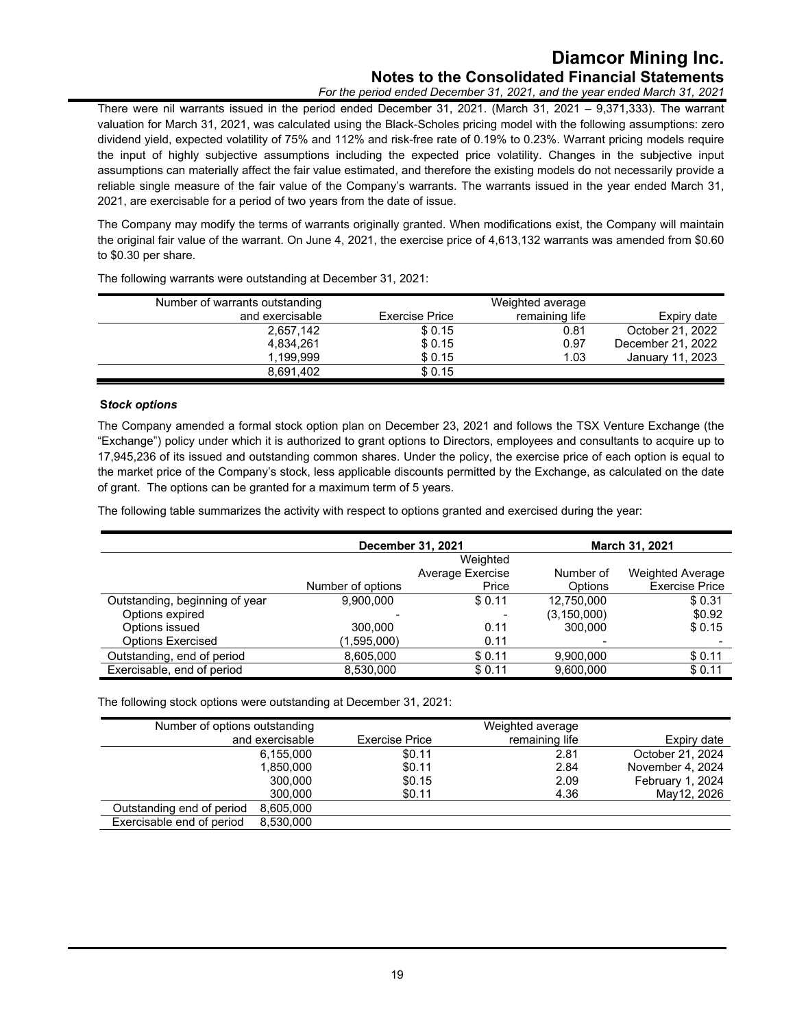There were nil warrants issued in the period ended December 31, 2021. (March 31, 2021 – 9,371,333). The warrant valuation for March 31, 2021, was calculated using the Black-Scholes pricing model with the following assumptions: zero dividend yield, expected volatility of 75% and 112% and risk-free rate of 0.19% to 0.23%. Warrant pricing models require the input of highly subjective assumptions including the expected price volatility. Changes in the subjective input assumptions can materially affect the fair value estimated, and therefore the existing models do not necessarily provide a reliable single measure of the fair value of the Company's warrants. The warrants issued in the year ended March 31, 2021, are exercisable for a period of two years from the date of issue.

The Company may modify the terms of warrants originally granted. When modifications exist, the Company will maintain the original fair value of the warrant. On June 4, 2021, the exercise price of 4,613,132 warrants was amended from $0.60 to $0.30 per share.

The following warrants were outstanding at December 31, 2021:

| Number of warrants outstanding and exercisable | Exercise Price | Weighted average remaining life | Expiry date |
|---|---|---|---|
| 2,657,142 | $ 0.15 | 0.81 | October 21, 2022 |
| 4,834,261 | $ 0.15 | 0.97 | December 21, 2022 |
| 1,199,999 | $ 0.15 | 1.03 | January 11, 2023 |
| 8,691,402 | $ 0.15 | | |

### Stock options

The Company amended a formal stock option plan on December 23, 2021 and follows the TSX Venture Exchange (the "Exchange") policy under which it is authorized to grant options to Directors, employees and consultants to acquire up to 17,945,236 of its issued and outstanding common shares. Under the policy, the exercise price of each option is equal to the market price of the Company's stock, less applicable discounts permitted by the Exchange, as calculated on the date of grant. The options can be granted for a maximum term of 5 years.

The following table summarizes the activity with respect to options granted and exercised during the year:

| | December 31, 2021 | | March 31, 2021 | |
|---|---|---|---|---|
| | Number of options | Weighted Average Exercise Price | Number of Options | Weighted Average Exercise Price |
| Outstanding, beginning of year | 9,900,000 | $ 0.11 | 12,750,000 | $ 0.31 |
| Options expired | - | - | (3,150,000) | $0.92 |
| Options issued | 300,000 | 0.11 | 300,000 | $ 0.15 |
| Options Exercised | (1,595,000) | 0.11 | - | - |
| Outstanding, end of period | 8,605,000 | $ 0.11 | 9,900,000 | $ 0.11 |
| Exercisable, end of period | 8,530,000 | $ 0.11 | 9,600,000 | $ 0.11 |

The following stock options were outstanding at December 31, 2021:

| Number of options outstanding and exercisable | | Exercise Price | Weighted average remaining life | Expiry date |
|---|---|---|---|---|
| | 6,155,000 | $0.11 | 2.81 | October 21, 2024 |
| | 1,850,000 | $0.11 | 2.84 | November 4, 2024 |
| | 300,000 | $0.15 | 2.09 | February 1, 2024 |
| | 300,000 | $0.11 | 4.36 | May12, 2026 |
| Outstanding end of period | 8,605,000 | | | |
| Exercisable end of period | 8,530,000 | | | |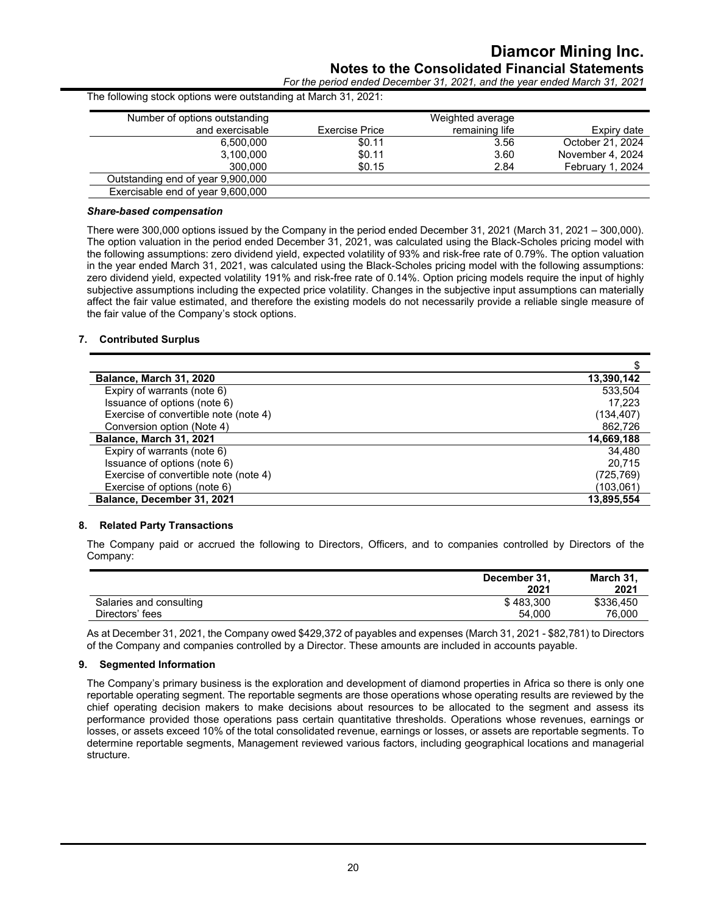The following stock options were outstanding at March 31, 2021:

| Number of options outstanding and exercisable | Exercise Price | Weighted average remaining life | Expiry date |
|---|---|---|---|
| 6,500,000 | $0.11 | 3.56 | October 21, 2024 |
| 3,100,000 | $0.11 | 3.60 | November 4, 2024 |
| 300,000 | $0.15 | 2.84 | February 1, 2024 |
| Outstanding end of year 9,900,000 | | | |
| Exercisable end of year 9,600,000 | | | |

***Share-based compensation***

There were 300,000 options issued by the Company in the period ended December 31, 2021 (March 31, 2021 – 300,000). The option valuation in the period ended December 31, 2021, was calculated using the Black-Scholes pricing model with the following assumptions: zero dividend yield, expected volatility of 93% and risk-free rate of 0.79%. The option valuation in the year ended March 31, 2021, was calculated using the Black-Scholes pricing model with the following assumptions: zero dividend yield, expected volatility 191% and risk-free rate of 0.14%. Option pricing models require the input of highly subjective assumptions including the expected price volatility. Changes in the subjective input assumptions can materially affect the fair value estimated, and therefore the existing models do not necessarily provide a reliable single measure of the fair value of the Company's stock options.

## 7. Contributed Surplus

| | $ |
|---|---|
| **Balance, March 31, 2020** | **13,390,142** |
| Expiry of warrants (note 6) | 533,504 |
| Issuance of options (note 6) | 17,223 |
| Exercise of convertible note (note 4) | (134,407) |
| Conversion option (Note 4) | 862,726 |
| **Balance, March 31, 2021** | **14,669,188** |
| Expiry of warrants (note 6) | 34,480 |
| Issuance of options (note 6) | 20,715 |
| Exercise of convertible note (note 4) | (725,769) |
| Exercise of options (note 6) | (103,061) |
| **Balance, December 31, 2021** | **13,895,554** |

## 8. Related Party Transactions

The Company paid or accrued the following to Directors, Officers, and to companies controlled by Directors of the Company:

| | **December 31, 2021** | **March 31, 2021** |
|---|---|---|
| Salaries and consulting | $ 483,300 | $336,450 |
| Directors' fees | 54,000 | 76,000 |

As at December 31, 2021, the Company owed $429,372 of payables and expenses (March 31, 2021 - $82,781) to Directors of the Company and companies controlled by a Director. These amounts are included in accounts payable.

## 9. Segmented Information

The Company's primary business is the exploration and development of diamond properties in Africa so there is only one reportable operating segment. The reportable segments are those operations whose operating results are reviewed by the chief operating decision makers to make decisions about resources to be allocated to the segment and assess its performance provided those operations pass certain quantitative thresholds. Operations whose revenues, earnings or losses, or assets exceed 10% of the total consolidated revenue, earnings or losses, or assets are reportable segments. To determine reportable segments, Management reviewed various factors, including geographical locations and managerial structure.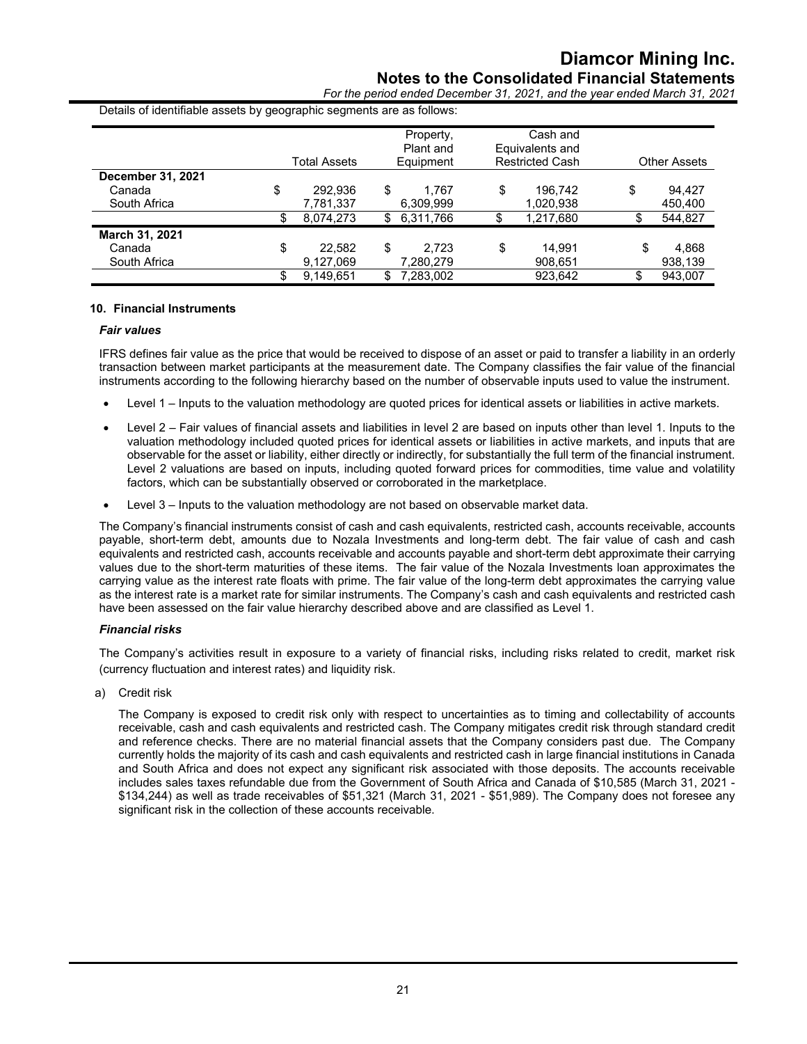Details of identifiable assets by geographic segments are as follows:

| | Total Assets | Property, Plant and Equipment | Cash and Equivalents and Restricted Cash | Other Assets |
|---|---|---|---|---|
| **December 31, 2021** | | | | |
| Canada | $ 292,936 | $ 1,767 | $ 196,742 | $ 94,427 |
| South Africa | 7,781,337 | 6,309,999 | 1,020,938 | 450,400 |
| | $ 8,074,273 | $ 6,311,766 | $ 1,217,680 | $ 544,827 |
| **March 31, 2021** | | | | |
| Canada | $ 22,582 | $ 2,723 | $ 14,991 | $ 4,868 |
| South Africa | 9,127,069 | 7,280,279 | 908,651 | 938,139 |
| | $ 9,149,651 | $ 7,283,002 | 923,642 | $ 943,007 |

**10. Financial Instruments**

***Fair values***

IFRS defines fair value as the price that would be received to dispose of an asset or paid to transfer a liability in an orderly transaction between market participants at the measurement date. The Company classifies the fair value of the financial instruments according to the following hierarchy based on the number of observable inputs used to value the instrument.

- Level 1 – Inputs to the valuation methodology are quoted prices for identical assets or liabilities in active markets.
- Level 2 – Fair values of financial assets and liabilities in level 2 are based on inputs other than level 1. Inputs to the valuation methodology included quoted prices for identical assets or liabilities in active markets, and inputs that are observable for the asset or liability, either directly or indirectly, for substantially the full term of the financial instrument. Level 2 valuations are based on inputs, including quoted forward prices for commodities, time value and volatility factors, which can be substantially observed or corroborated in the marketplace.
- Level 3 – Inputs to the valuation methodology are not based on observable market data.

The Company's financial instruments consist of cash and cash equivalents, restricted cash, accounts receivable, accounts payable, short-term debt, amounts due to Nozala Investments and long-term debt. The fair value of cash and cash equivalents and restricted cash, accounts receivable and accounts payable and short-term debt approximate their carrying values due to the short-term maturities of these items. The fair value of the Nozala Investments loan approximates the carrying value as the interest rate floats with prime. The fair value of the long-term debt approximates the carrying value as the interest rate is a market rate for similar instruments. The Company's cash and cash equivalents and restricted cash have been assessed on the fair value hierarchy described above and are classified as Level 1.

***Financial risks***

The Company's activities result in exposure to a variety of financial risks, including risks related to credit, market risk (currency fluctuation and interest rates) and liquidity risk.

a) Credit risk

The Company is exposed to credit risk only with respect to uncertainties as to timing and collectability of accounts receivable, cash and cash equivalents and restricted cash. The Company mitigates credit risk through standard credit and reference checks. There are no material financial assets that the Company considers past due. The Company currently holds the majority of its cash and cash equivalents and restricted cash in large financial institutions in Canada and South Africa and does not expect any significant risk associated with those deposits. The accounts receivable includes sales taxes refundable due from the Government of South Africa and Canada of $10,585 (March 31, 2021 - $134,244) as well as trade receivables of $51,321 (March 31, 2021 - $51,989). The Company does not foresee any significant risk in the collection of these accounts receivable.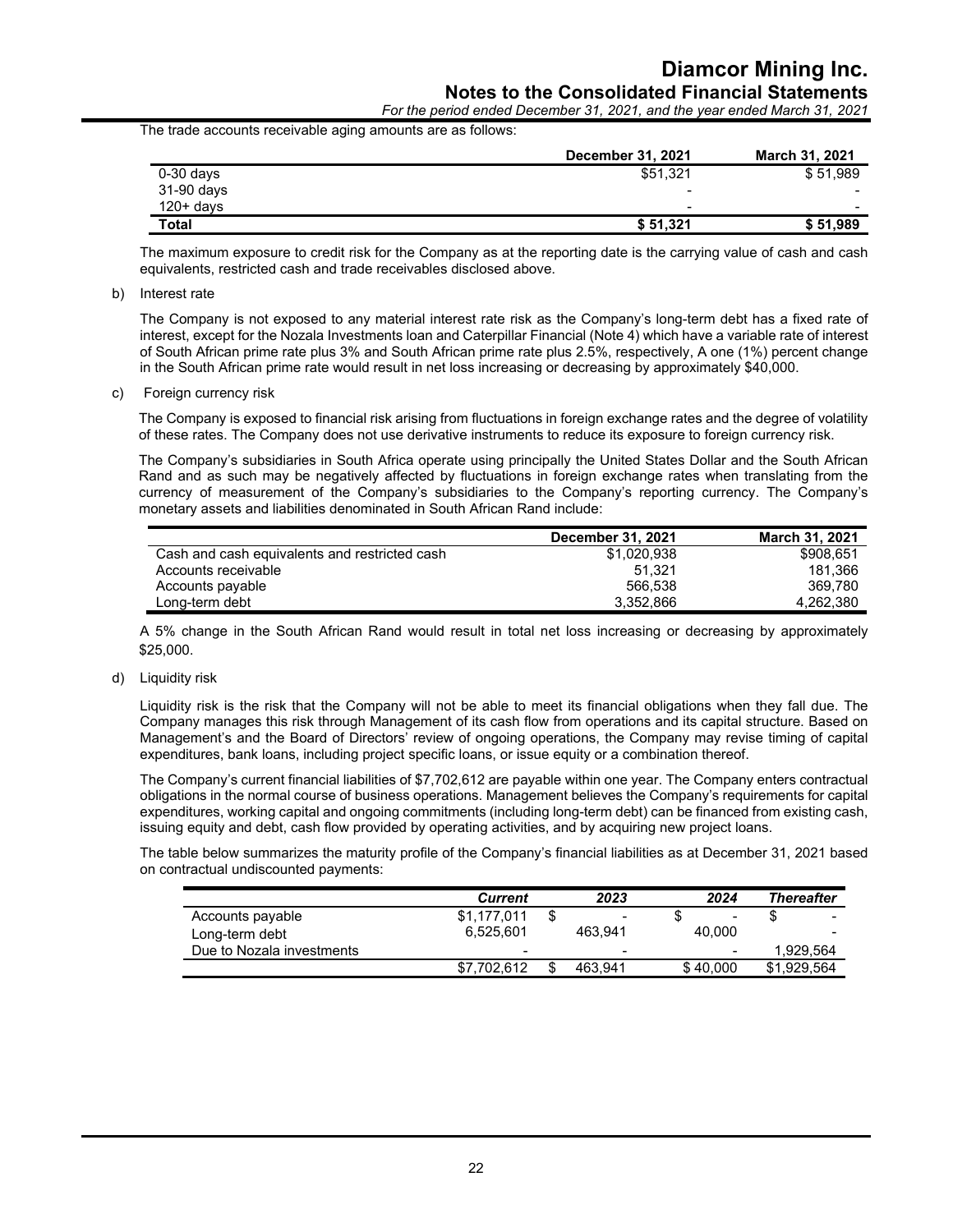The trade accounts receivable aging amounts are as follows:

| | December 31, 2021 | March 31, 2021 |
|---|---|---|
| 0-30 days | $51,321 | $ 51,989 |
| 31-90 days | - | - |
| 120+ days | - | - |
| **Total** | **$ 51,321** | **$ 51,989** |

The maximum exposure to credit risk for the Company as at the reporting date is the carrying value of cash and cash equivalents, restricted cash and trade receivables disclosed above.

b) Interest rate

The Company is not exposed to any material interest rate risk as the Company's long-term debt has a fixed rate of interest, except for the Nozala Investments loan and Caterpillar Financial (Note 4) which have a variable rate of interest of South African prime rate plus 3% and South African prime rate plus 2.5%, respectively, A one (1%) percent change in the South African prime rate would result in net loss increasing or decreasing by approximately $40,000.

c) Foreign currency risk

The Company is exposed to financial risk arising from fluctuations in foreign exchange rates and the degree of volatility of these rates. The Company does not use derivative instruments to reduce its exposure to foreign currency risk.

The Company's subsidiaries in South Africa operate using principally the United States Dollar and the South African Rand and as such may be negatively affected by fluctuations in foreign exchange rates when translating from the currency of measurement of the Company's subsidiaries to the Company's reporting currency. The Company's monetary assets and liabilities denominated in South African Rand include:

| | December 31, 2021 | March 31, 2021 |
|---|---|---|
| Cash and cash equivalents and restricted cash | $1,020,938 | $908,651 |
| Accounts receivable | 51,321 | 181,366 |
| Accounts payable | 566,538 | 369,780 |
| Long-term debt | 3,352,866 | 4,262,380 |

A 5% change in the South African Rand would result in total net loss increasing or decreasing by approximately $25,000.

d) Liquidity risk

Liquidity risk is the risk that the Company will not be able to meet its financial obligations when they fall due. The Company manages this risk through Management of its cash flow from operations and its capital structure. Based on Management's and the Board of Directors' review of ongoing operations, the Company may revise timing of capital expenditures, bank loans, including project specific loans, or issue equity or a combination thereof.

The Company's current financial liabilities of $7,702,612 are payable within one year. The Company enters contractual obligations in the normal course of business operations. Management believes the Company's requirements for capital expenditures, working capital and ongoing commitments (including long-term debt) can be financed from existing cash, issuing equity and debt, cash flow provided by operating activities, and by acquiring new project loans.

The table below summarizes the maturity profile of the Company's financial liabilities as at December 31, 2021 based on contractual undiscounted payments:

| | *Current* | *2023* | *2024* | *Thereafter* |
|---|---|---|---|---|
| Accounts payable | $1,177,011 | $ - | $ - | $ - |
| Long-term debt | 6,525,601 | 463,941 | 40,000 | - |
| Due to Nozala investments | - | - | - | 1,929,564 |
| | $7,702,612 | $ 463,941 | $ 40,000 | $1,929,564 |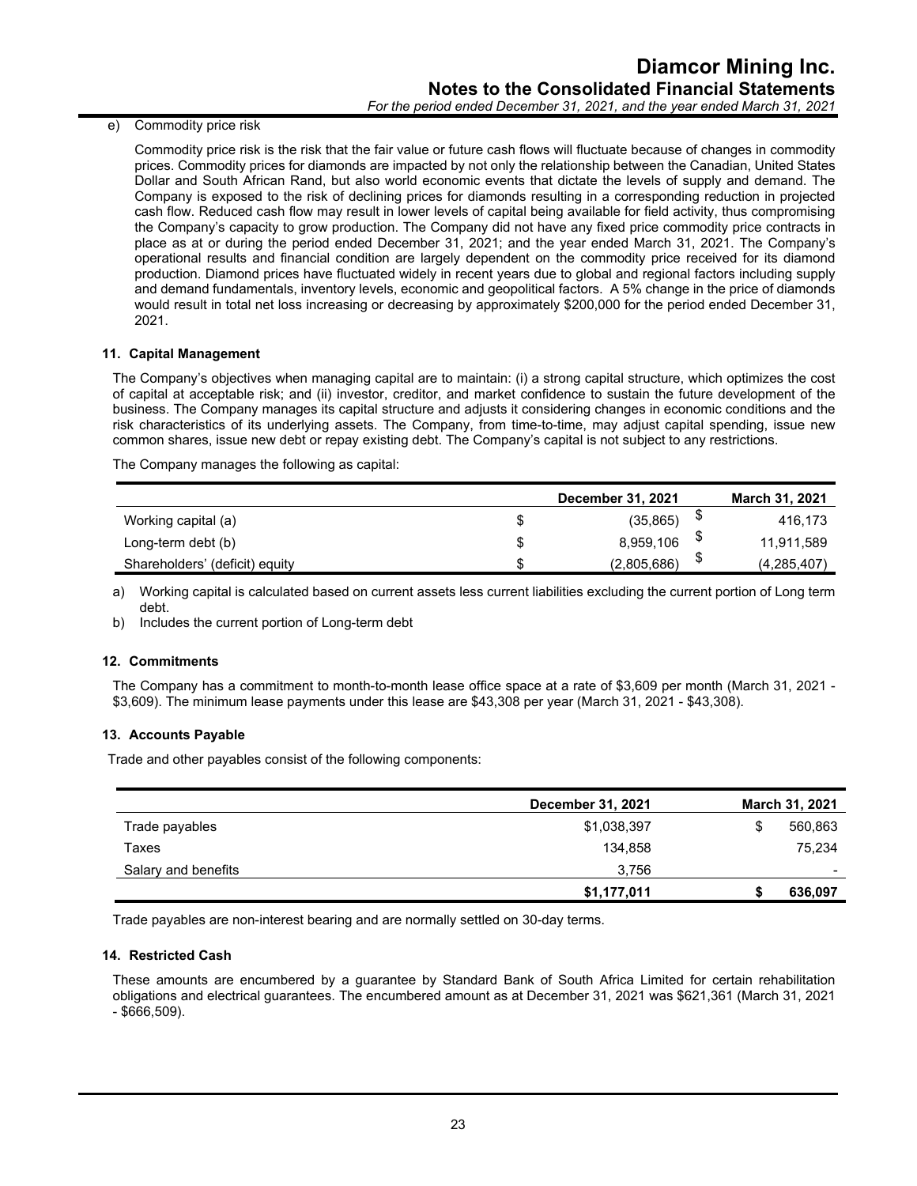e) Commodity price risk

Commodity price risk is the risk that the fair value or future cash flows will fluctuate because of changes in commodity prices. Commodity prices for diamonds are impacted by not only the relationship between the Canadian, United States Dollar and South African Rand, but also world economic events that dictate the levels of supply and demand. The Company is exposed to the risk of declining prices for diamonds resulting in a corresponding reduction in projected cash flow. Reduced cash flow may result in lower levels of capital being available for field activity, thus compromising the Company's capacity to grow production. The Company did not have any fixed price commodity price contracts in place as at or during the period ended December 31, 2021; and the year ended March 31, 2021. The Company's operational results and financial condition are largely dependent on the commodity price received for its diamond production. Diamond prices have fluctuated widely in recent years due to global and regional factors including supply and demand fundamentals, inventory levels, economic and geopolitical factors. A 5% change in the price of diamonds would result in total net loss increasing or decreasing by approximately $200,000 for the period ended December 31, 2021.

## 11. Capital Management

The Company's objectives when managing capital are to maintain: (i) a strong capital structure, which optimizes the cost of capital at acceptable risk; and (ii) investor, creditor, and market confidence to sustain the future development of the business. The Company manages its capital structure and adjusts it considering changes in economic conditions and the risk characteristics of its underlying assets. The Company, from time-to-time, may adjust capital spending, issue new common shares, issue new debt or repay existing debt. The Company's capital is not subject to any restrictions.

The Company manages the following as capital:

| | December 31, 2021 | March 31, 2021 |
|---|---|---|
| Working capital (a) | $ (35,865) | $ 416,173 |
| Long-term debt (b) | $ 8,959,106 | $ 11,911,589 |
| Shareholders' (deficit) equity | $ (2,805,686) | $ (4,285,407) |

a) Working capital is calculated based on current assets less current liabilities excluding the current portion of Long term debt.

b) Includes the current portion of Long-term debt

## 12. Commitments

The Company has a commitment to month-to-month lease office space at a rate of $3,609 per month (March 31, 2021 - $3,609). The minimum lease payments under this lease are $43,308 per year (March 31, 2021 - $43,308).

## 13. Accounts Payable

Trade and other payables consist of the following components:

| | December 31, 2021 | March 31, 2021 |
|---|---|---|
| Trade payables | $1,038,397 | $ 560,863 |
| Taxes | 134,858 | 75,234 |
| Salary and benefits | 3,756 | - |
| | **$1,177,011** | **$ 636,097** |

Trade payables are non-interest bearing and are normally settled on 30-day terms.

## 14. Restricted Cash

These amounts are encumbered by a guarantee by Standard Bank of South Africa Limited for certain rehabilitation obligations and electrical guarantees. The encumbered amount as at December 31, 2021 was $621,361 (March 31, 2021 - $666,509).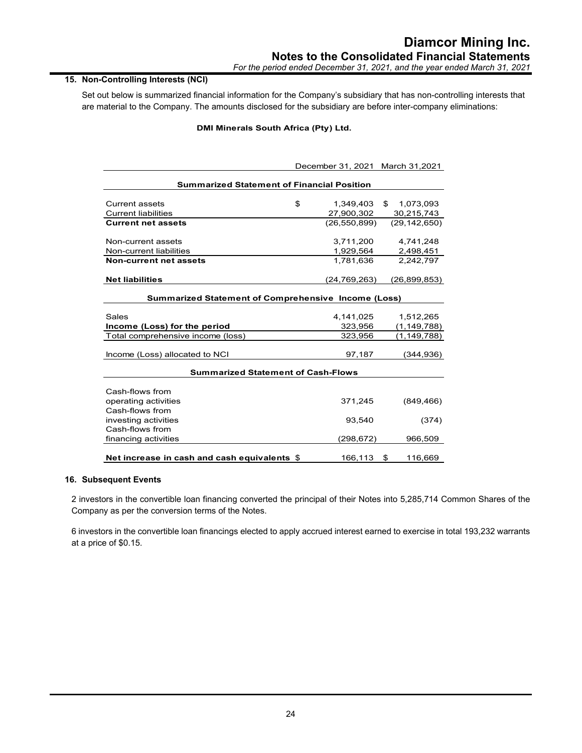## 15. Non-Controlling Interests (NCI)

Set out below is summarized financial information for the Company's subsidiary that has non-controlling interests that are material to the Company. The amounts disclosed for the subsidiary are before inter-company eliminations:

**DMI Minerals South Africa (Pty) Ltd.**

| | December 31, 2021 | March 31,2021 |
|---|---|---|
| **Summarized Statement of Financial Position** | | |
| Current assets | $ 1,349,403 | $ 1,073,093 |
| Current liabilities | 27,900,302 | 30,215,743 |
| **Current net assets** | (26,550,899) | (29,142,650) |
| Non-current assets | 3,711,200 | 4,741,248 |
| Non-current liabilities | 1,929,564 | 2,498,451 |
| **Non-current net assets** | 1,781,636 | 2,242,797 |
| **Net liabilities** | (24,769,263) | (26,899,853) |
| **Summarized Statement of Comprehensive Income (Loss)** | | |
| Sales | 4,141,025 | 1,512,265 |
| **Income (Loss) for the period** | 323,956 | (1,149,788) |
| Total comprehensive income (loss) | 323,956 | (1,149,788) |
| Income (Loss) allocated to NCI | 97,187 | (344,936) |
| **Summarized Statement of Cash-Flows** | | |
| Cash-flows from operating activities | 371,245 | (849,466) |
| Cash-flows from investing activities | 93,540 | (374) |
| Cash-flows from financing activities | (298,672) | 966,509 |
| **Net increase in cash and cash equivalents** | $ 166,113 | $ 116,669 |

## 16. Subsequent Events

2 investors in the convertible loan financing converted the principal of their Notes into 5,285,714 Common Shares of the Company as per the conversion terms of the Notes.

6 investors in the convertible loan financings elected to apply accrued interest earned to exercise in total 193,232 warrants at a price of $0.15.